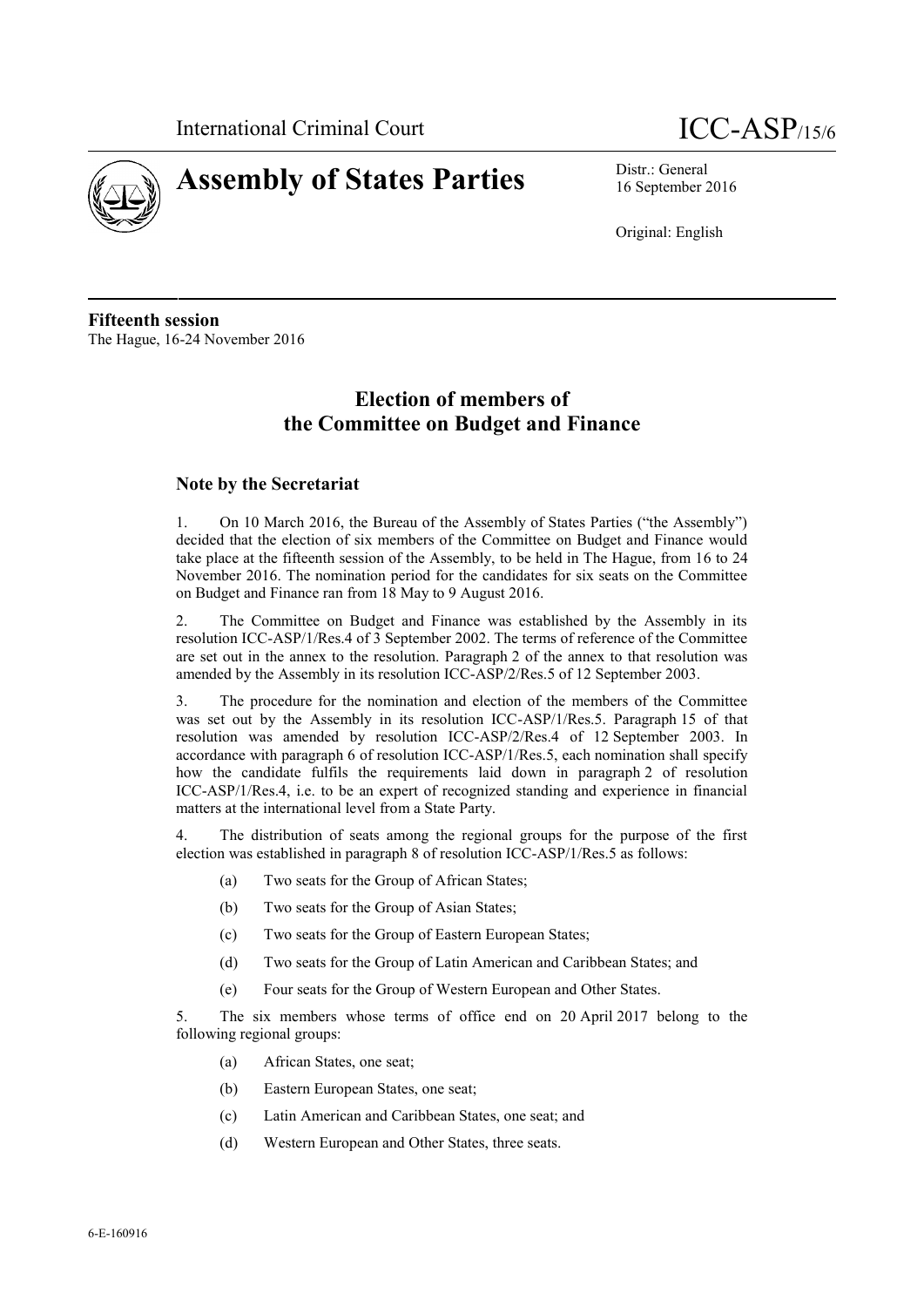International Criminal Court

# Assembly of States Parties

ICC-ASP/15/6

Distr.: General
16 September 2016

Original: English

**Fifteenth session**
The Hague, 16-24 November 2016

## Election of members of the Committee on Budget and Finance

### Note by the Secretariat

1. On 10 March 2016, the Bureau of the Assembly of States Parties ("the Assembly") decided that the election of six members of the Committee on Budget and Finance would take place at the fifteenth session of the Assembly, to be held in The Hague, from 16 to 24 November 2016. The nomination period for the candidates for six seats on the Committee on Budget and Finance ran from 18 May to 9 August 2016.

2. The Committee on Budget and Finance was established by the Assembly in its resolution ICC-ASP/1/Res.4 of 3 September 2002. The terms of reference of the Committee are set out in the annex to the resolution. Paragraph 2 of the annex to that resolution was amended by the Assembly in its resolution ICC-ASP/2/Res.5 of 12 September 2003.

3. The procedure for the nomination and election of the members of the Committee was set out by the Assembly in its resolution ICC-ASP/1/Res.5. Paragraph 15 of that resolution was amended by resolution ICC-ASP/2/Res.4 of 12 September 2003. In accordance with paragraph 6 of resolution ICC-ASP/1/Res.5, each nomination shall specify how the candidate fulfils the requirements laid down in paragraph 2 of resolution ICC-ASP/1/Res.4, i.e. to be an expert of recognized standing and experience in financial matters at the international level from a State Party.

4. The distribution of seats among the regional groups for the purpose of the first election was established in paragraph 8 of resolution ICC-ASP/1/Res.5 as follows:

(a) Two seats for the Group of African States;

(b) Two seats for the Group of Asian States;

(c) Two seats for the Group of Eastern European States;

(d) Two seats for the Group of Latin American and Caribbean States; and

(e) Four seats for the Group of Western European and Other States.

5. The six members whose terms of office end on 20 April 2017 belong to the following regional groups:

(a) African States, one seat;

(b) Eastern European States, one seat;

(c) Latin American and Caribbean States, one seat; and

(d) Western European and Other States, three seats.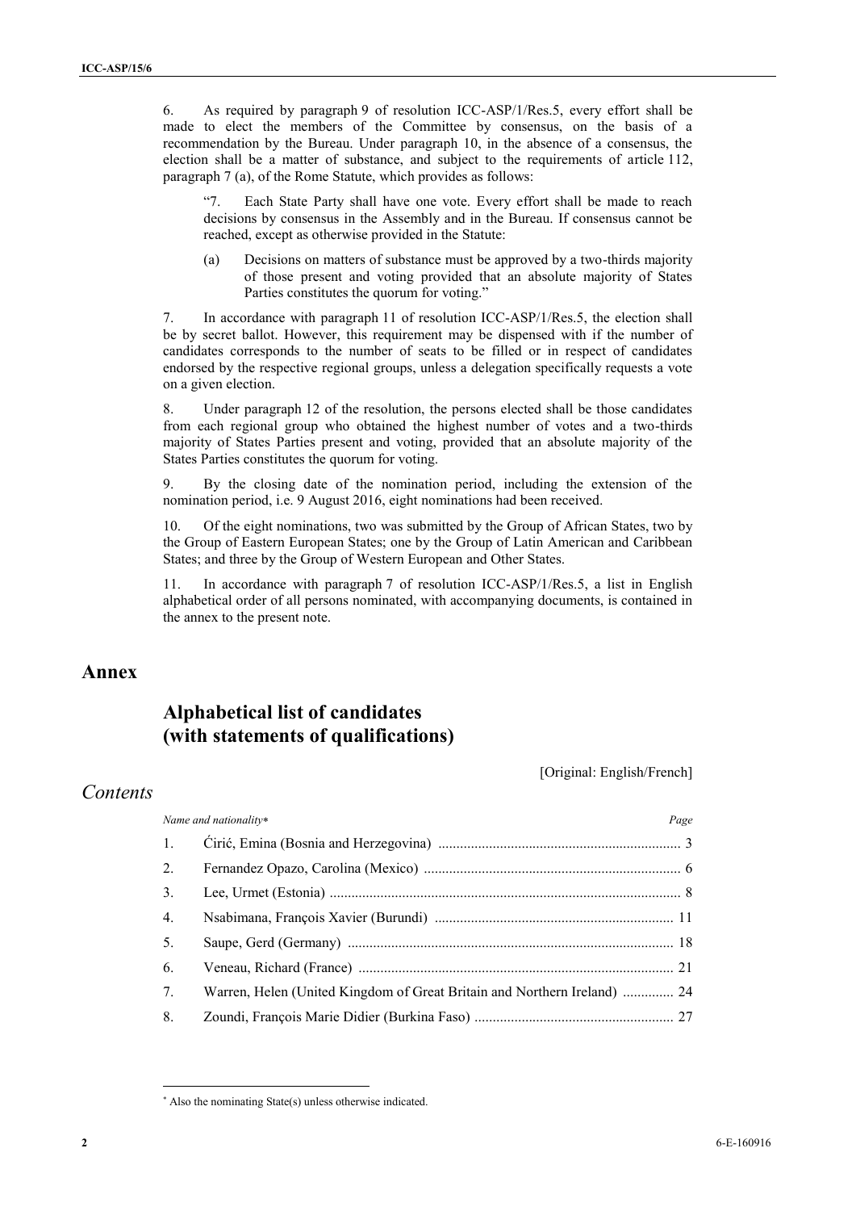6. As required by paragraph 9 of resolution ICC-ASP/1/Res.5, every effort shall be made to elect the members of the Committee by consensus, on the basis of a recommendation by the Bureau. Under paragraph 10, in the absence of a consensus, the election shall be a matter of substance, and subject to the requirements of article 112, paragraph 7 (a), of the Rome Statute, which provides as follows:

> "7. Each State Party shall have one vote. Every effort shall be made to reach decisions by consensus in the Assembly and in the Bureau. If consensus cannot be reached, except as otherwise provided in the Statute:
>
> (a) Decisions on matters of substance must be approved by a two-thirds majority of those present and voting provided that an absolute majority of States Parties constitutes the quorum for voting."

7. In accordance with paragraph 11 of resolution ICC-ASP/1/Res.5, the election shall be by secret ballot. However, this requirement may be dispensed with if the number of candidates corresponds to the number of seats to be filled or in respect of candidates endorsed by the respective regional groups, unless a delegation specifically requests a vote on a given election.

8. Under paragraph 12 of the resolution, the persons elected shall be those candidates from each regional group who obtained the highest number of votes and a two-thirds majority of States Parties present and voting, provided that an absolute majority of the States Parties constitutes the quorum for voting.

9. By the closing date of the nomination period, including the extension of the nomination period, i.e. 9 August 2016, eight nominations had been received.

10. Of the eight nominations, two was submitted by the Group of African States, two by the Group of Eastern European States; one by the Group of Latin American and Caribbean States; and three by the Group of Western European and Other States.

11. In accordance with paragraph 7 of resolution ICC-ASP/1/Res.5, a list in English alphabetical order of all persons nominated, with accompanying documents, is contained in the annex to the present note.

# Annex

## Alphabetical list of candidates (with statements of qualifications)

[Original: English/French]

## *Contents*

| | *Name and nationality*[*] | *Page* |
|---|---|---|
| 1. | Ćirić, Emina (Bosnia and Herzegovina) | 3 |
| 2. | Fernandez Opazo, Carolina (Mexico) | 6 |
| 3. | Lee, Urmet (Estonia) | 8 |
| 4. | Nsabimana, François Xavier (Burundi) | 11 |
| 5. | Saupe, Gerd (Germany) | 18 |
| 6. | Veneau, Richard (France) | 21 |
| 7. | Warren, Helen (United Kingdom of Great Britain and Northern Ireland) | 24 |
| 8. | Zoundi, François Marie Didier (Burkina Faso) | 27 |

[*] Also the nominating State(s) unless otherwise indicated.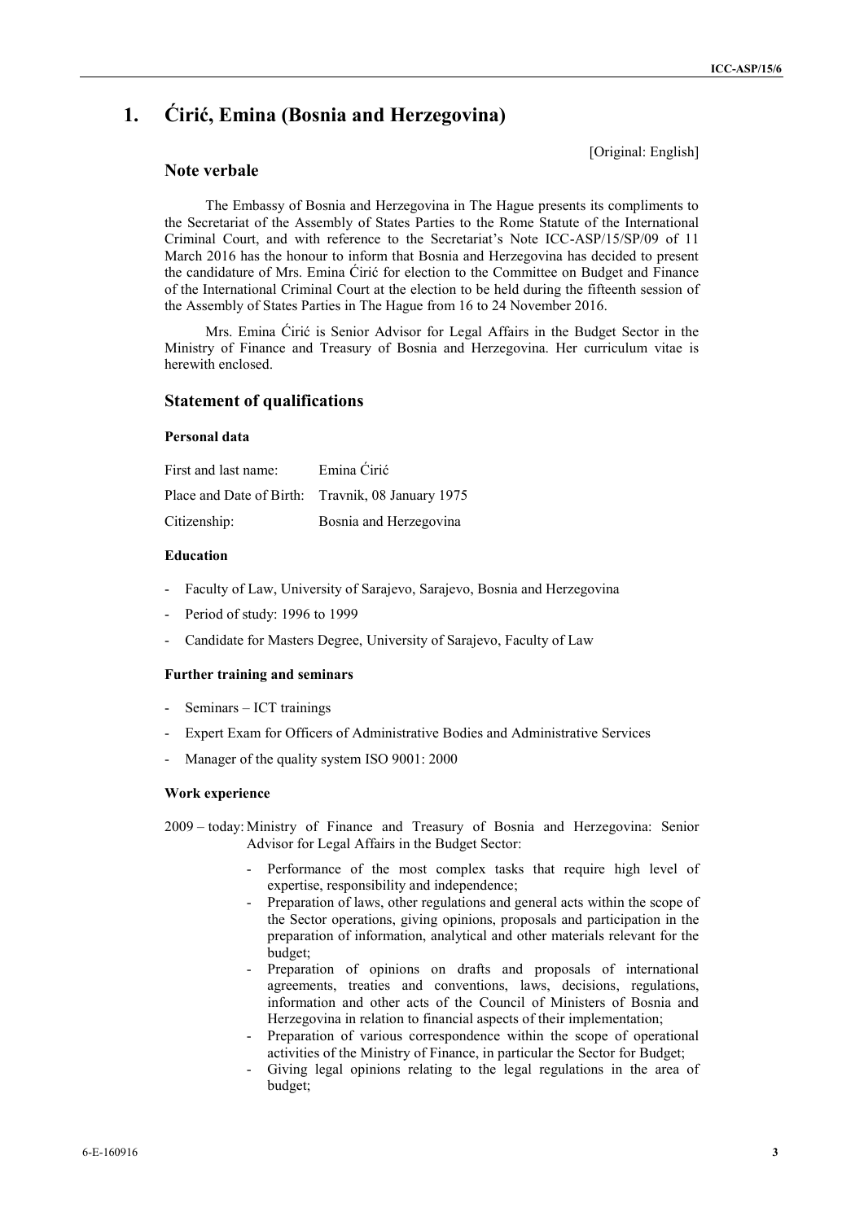# 1. Ćirić, Emina (Bosnia and Herzegovina)

[Original: English]

## Note verbale

The Embassy of Bosnia and Herzegovina in The Hague presents its compliments to the Secretariat of the Assembly of States Parties to the Rome Statute of the International Criminal Court, and with reference to the Secretariat's Note ICC-ASP/15/SP/09 of 11 March 2016 has the honour to inform that Bosnia and Herzegovina has decided to present the candidature of Mrs. Emina Ćirić for election to the Committee on Budget and Finance of the International Criminal Court at the election to be held during the fifteenth session of the Assembly of States Parties in The Hague from 16 to 24 November 2016.

Mrs. Emina Ćirić is Senior Advisor for Legal Affairs in the Budget Sector in the Ministry of Finance and Treasury of Bosnia and Herzegovina. Her curriculum vitae is herewith enclosed.

## Statement of qualifications

### Personal data

| | |
|---|---|
| First and last name: | Emina Ćirić |
| Place and Date of Birth: | Travnik, 08 January 1975 |
| Citizenship: | Bosnia and Herzegovina |

### Education

- Faculty of Law, University of Sarajevo, Sarajevo, Bosnia and Herzegovina
- Period of study: 1996 to 1999
- Candidate for Masters Degree, University of Sarajevo, Faculty of Law

### Further training and seminars

- Seminars – ICT trainings
- Expert Exam for Officers of Administrative Bodies and Administrative Services
- Manager of the quality system ISO 9001: 2000

### Work experience

2009 – today: Ministry of Finance and Treasury of Bosnia and Herzegovina: Senior Advisor for Legal Affairs in the Budget Sector:

- Performance of the most complex tasks that require high level of expertise, responsibility and independence;
- Preparation of laws, other regulations and general acts within the scope of the Sector operations, giving opinions, proposals and participation in the preparation of information, analytical and other materials relevant for the budget;
- Preparation of opinions on drafts and proposals of international agreements, treaties and conventions, laws, decisions, regulations, information and other acts of the Council of Ministers of Bosnia and Herzegovina in relation to financial aspects of their implementation;
- Preparation of various correspondence within the scope of operational activities of the Ministry of Finance, in particular the Sector for Budget;
- Giving legal opinions relating to the legal regulations in the area of budget;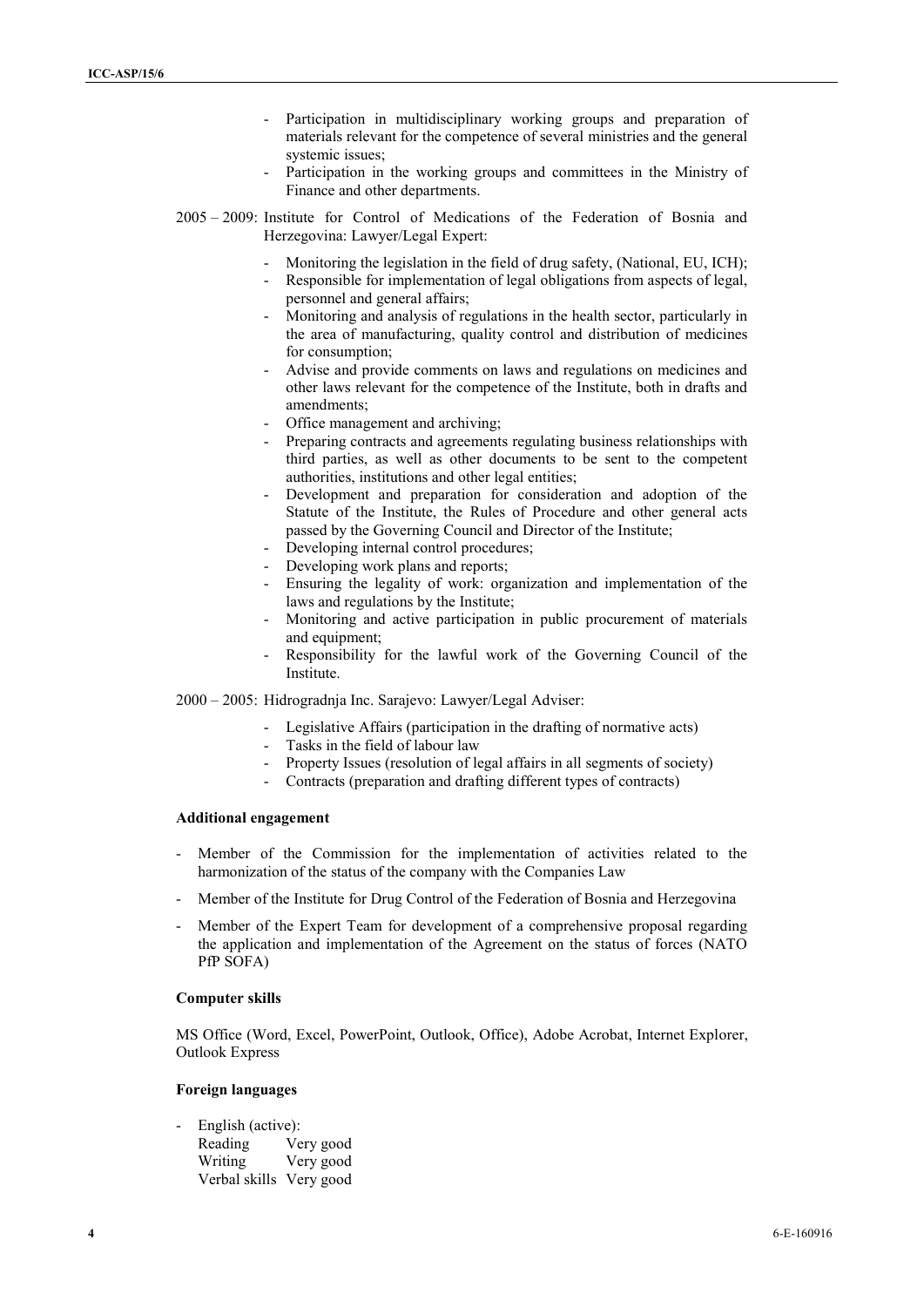- Participation in multidisciplinary working groups and preparation of materials relevant for the competence of several ministries and the general systemic issues;
- Participation in the working groups and committees in the Ministry of Finance and other departments.

2005 – 2009: Institute for Control of Medications of the Federation of Bosnia and Herzegovina: Lawyer/Legal Expert:

- Monitoring the legislation in the field of drug safety, (National, EU, ICH);
- Responsible for implementation of legal obligations from aspects of legal, personnel and general affairs;
- Monitoring and analysis of regulations in the health sector, particularly in the area of manufacturing, quality control and distribution of medicines for consumption;
- Advise and provide comments on laws and regulations on medicines and other laws relevant for the competence of the Institute, both in drafts and amendments;
- Office management and archiving;
- Preparing contracts and agreements regulating business relationships with third parties, as well as other documents to be sent to the competent authorities, institutions and other legal entities;
- Development and preparation for consideration and adoption of the Statute of the Institute, the Rules of Procedure and other general acts passed by the Governing Council and Director of the Institute;
- Developing internal control procedures;
- Developing work plans and reports;
- Ensuring the legality of work: organization and implementation of the laws and regulations by the Institute;
- Monitoring and active participation in public procurement of materials and equipment;
- Responsibility for the lawful work of the Governing Council of the Institute.

2000 – 2005: Hidrogradnja Inc. Sarajevo: Lawyer/Legal Adviser:

- Legislative Affairs (participation in the drafting of normative acts)
- Tasks in the field of labour law
- Property Issues (resolution of legal affairs in all segments of society)
- Contracts (preparation and drafting different types of contracts)

#### Additional engagement

- Member of the Commission for the implementation of activities related to the harmonization of the status of the company with the Companies Law
- Member of the Institute for Drug Control of the Federation of Bosnia and Herzegovina
- Member of the Expert Team for development of a comprehensive proposal regarding the application and implementation of the Agreement on the status of forces (NATO PfP SOFA)

#### Computer skills

MS Office (Word, Excel, PowerPoint, Outlook, Office), Adobe Acrobat, Internet Explorer, Outlook Express

#### Foreign languages

- English (active):
  Reading Very good
  Writing Very good
  Verbal skills Very good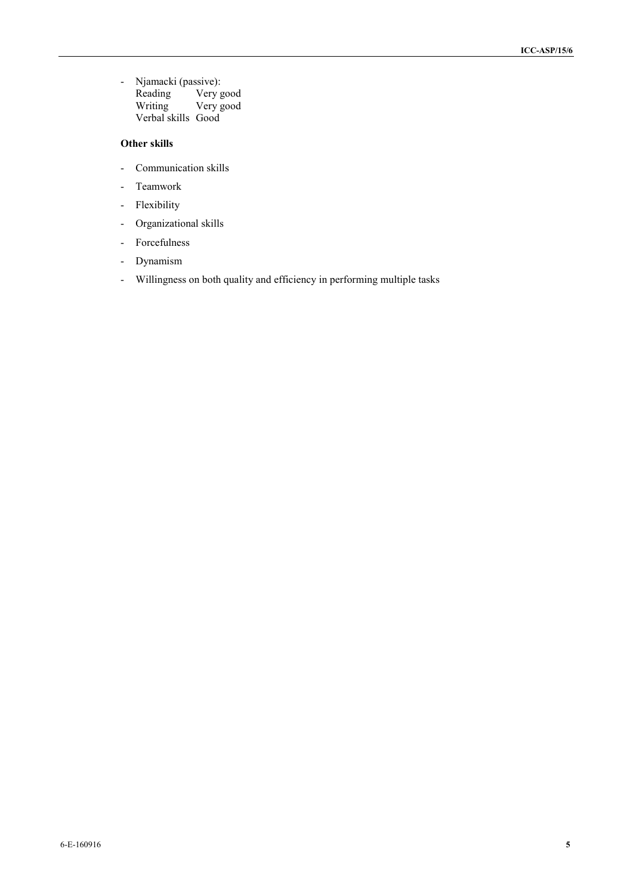- Njamacki (passive):

| | |
|---|---|
| Reading | Very good |
| Writing | Very good |
| Verbal skills | Good |

**Other skills**

- Communication skills
- Teamwork
- Flexibility
- Organizational skills
- Forcefulness
- Dynamism
- Willingness on both quality and efficiency in performing multiple tasks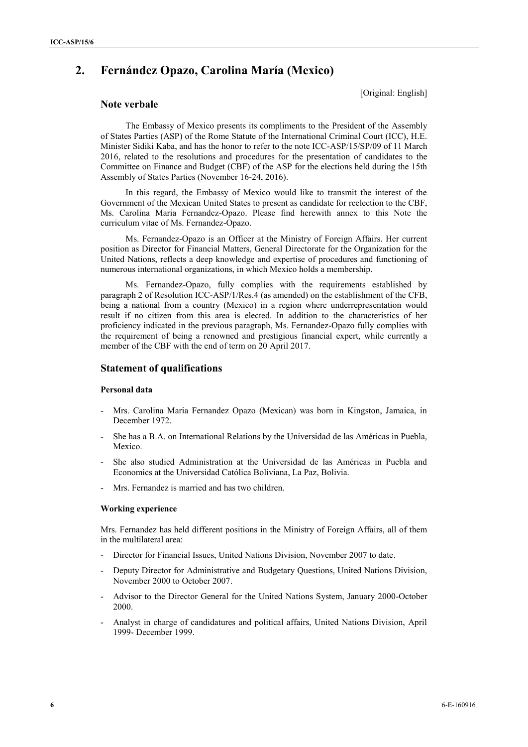## 2. Fernández Opazo, Carolina María (Mexico)

[Original: English]

### Note verbale

The Embassy of Mexico presents its compliments to the President of the Assembly of States Parties (ASP) of the Rome Statute of the International Criminal Court (ICC), H.E. Minister Sidiki Kaba, and has the honor to refer to the note ICC-ASP/15/SP/09 of 11 March 2016, related to the resolutions and procedures for the presentation of candidates to the Committee on Finance and Budget (CBF) of the ASP for the elections held during the 15th Assembly of States Parties (November 16-24, 2016).

In this regard, the Embassy of Mexico would like to transmit the interest of the Government of the Mexican United States to present as candidate for reelection to the CBF, Ms. Carolina Maria Fernandez-Opazo. Please find herewith annex to this Note the curriculum vitae of Ms. Fernandez-Opazo.

Ms. Fernandez-Opazo is an Officer at the Ministry of Foreign Affairs. Her current position as Director for Financial Matters, General Directorate for the Organization for the United Nations, reflects a deep knowledge and expertise of procedures and functioning of numerous international organizations, in which Mexico holds a membership.

Ms. Fernandez-Opazo, fully complies with the requirements established by paragraph 2 of Resolution ICC-ASP/1/Res.4 (as amended) on the establishment of the CFB, being a national from a country (Mexico) in a region where underrepresentation would result if no citizen from this area is elected. In addition to the characteristics of her proficiency indicated in the previous paragraph, Ms. Fernandez-Opazo fully complies with the requirement of being a renowned and prestigious financial expert, while currently a member of the CBF with the end of term on 20 April 2017.

### Statement of qualifications

#### Personal data

- Mrs. Carolina Maria Fernandez Opazo (Mexican) was born in Kingston, Jamaica, in December 1972.
- She has a B.A. on International Relations by the Universidad de las Américas in Puebla, Mexico.
- She also studied Administration at the Universidad de las Américas in Puebla and Economics at the Universidad Católica Boliviana, La Paz, Bolivia.
- Mrs. Fernandez is married and has two children.

#### Working experience

Mrs. Fernandez has held different positions in the Ministry of Foreign Affairs, all of them in the multilateral area:

- Director for Financial Issues, United Nations Division, November 2007 to date.
- Deputy Director for Administrative and Budgetary Questions, United Nations Division, November 2000 to October 2007.
- Advisor to the Director General for the United Nations System, January 2000-October 2000.
- Analyst in charge of candidatures and political affairs, United Nations Division, April 1999- December 1999.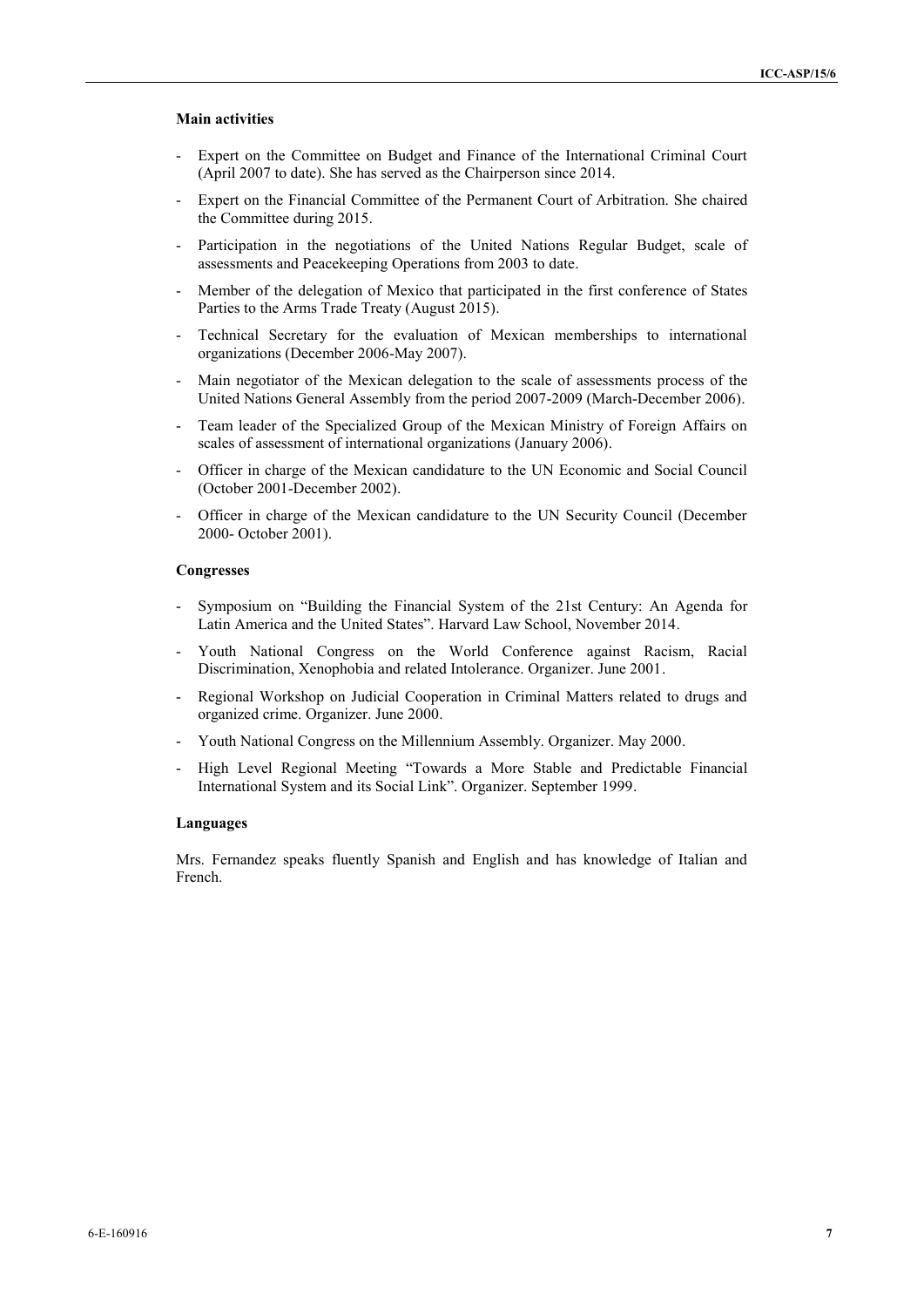**Main activities**

- Expert on the Committee on Budget and Finance of the International Criminal Court (April 2007 to date). She has served as the Chairperson since 2014.
- Expert on the Financial Committee of the Permanent Court of Arbitration. She chaired the Committee during 2015.
- Participation in the negotiations of the United Nations Regular Budget, scale of assessments and Peacekeeping Operations from 2003 to date.
- Member of the delegation of Mexico that participated in the first conference of States Parties to the Arms Trade Treaty (August 2015).
- Technical Secretary for the evaluation of Mexican memberships to international organizations (December 2006-May 2007).
- Main negotiator of the Mexican delegation to the scale of assessments process of the United Nations General Assembly from the period 2007-2009 (March-December 2006).
- Team leader of the Specialized Group of the Mexican Ministry of Foreign Affairs on scales of assessment of international organizations (January 2006).
- Officer in charge of the Mexican candidature to the UN Economic and Social Council (October 2001-December 2002).
- Officer in charge of the Mexican candidature to the UN Security Council (December 2000- October 2001).

**Congresses**

- Symposium on "Building the Financial System of the 21st Century: An Agenda for Latin America and the United States". Harvard Law School, November 2014.
- Youth National Congress on the World Conference against Racism, Racial Discrimination, Xenophobia and related Intolerance. Organizer. June 2001.
- Regional Workshop on Judicial Cooperation in Criminal Matters related to drugs and organized crime. Organizer. June 2000.
- Youth National Congress on the Millennium Assembly. Organizer. May 2000.
- High Level Regional Meeting "Towards a More Stable and Predictable Financial International System and its Social Link". Organizer. September 1999.

**Languages**

Mrs. Fernandez speaks fluently Spanish and English and has knowledge of Italian and French.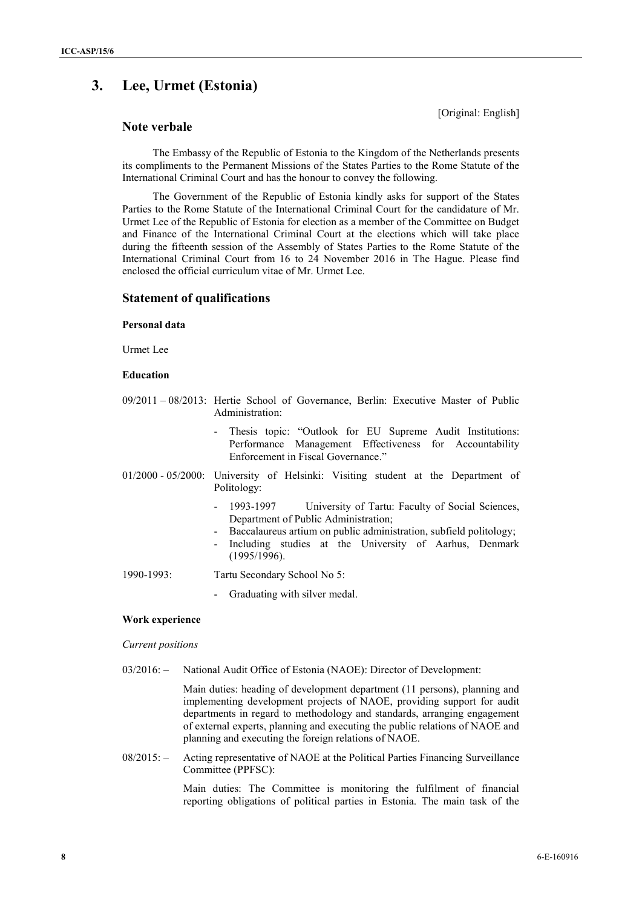## 3. Lee, Urmet (Estonia)

[Original: English]

### Note verbale

The Embassy of the Republic of Estonia to the Kingdom of the Netherlands presents its compliments to the Permanent Missions of the States Parties to the Rome Statute of the International Criminal Court and has the honour to convey the following.

The Government of the Republic of Estonia kindly asks for support of the States Parties to the Rome Statute of the International Criminal Court for the candidature of Mr. Urmet Lee of the Republic of Estonia for election as a member of the Committee on Budget and Finance of the International Criminal Court at the elections which will take place during the fifteenth session of the Assembly of States Parties to the Rome Statute of the International Criminal Court from 16 to 24 November 2016 in The Hague. Please find enclosed the official curriculum vitae of Mr. Urmet Lee.

### Statement of qualifications

**Personal data**

Urmet Lee

**Education**

09/2011 – 08/2013: Hertie School of Governance, Berlin: Executive Master of Public Administration:

- Thesis topic: "Outlook for EU Supreme Audit Institutions: Performance Management Effectiveness for Accountability Enforcement in Fiscal Governance."

01/2000 - 05/2000: University of Helsinki: Visiting student at the Department of Politology:

- 1993-1997 University of Tartu: Faculty of Social Sciences, Department of Public Administration;
- Baccalaureus artium on public administration, subfield politology;
- Including studies at the University of Aarhus, Denmark (1995/1996).

1990-1993: Tartu Secondary School No 5:

- Graduating with silver medal.

**Work experience**

*Current positions*

03/2016: – National Audit Office of Estonia (NAOE): Director of Development:

Main duties: heading of development department (11 persons), planning and implementing development projects of NAOE, providing support for audit departments in regard to methodology and standards, arranging engagement of external experts, planning and executing the public relations of NAOE and planning and executing the foreign relations of NAOE.

08/2015: – Acting representative of NAOE at the Political Parties Financing Surveillance Committee (PPFSC):

Main duties: The Committee is monitoring the fulfilment of financial reporting obligations of political parties in Estonia. The main task of the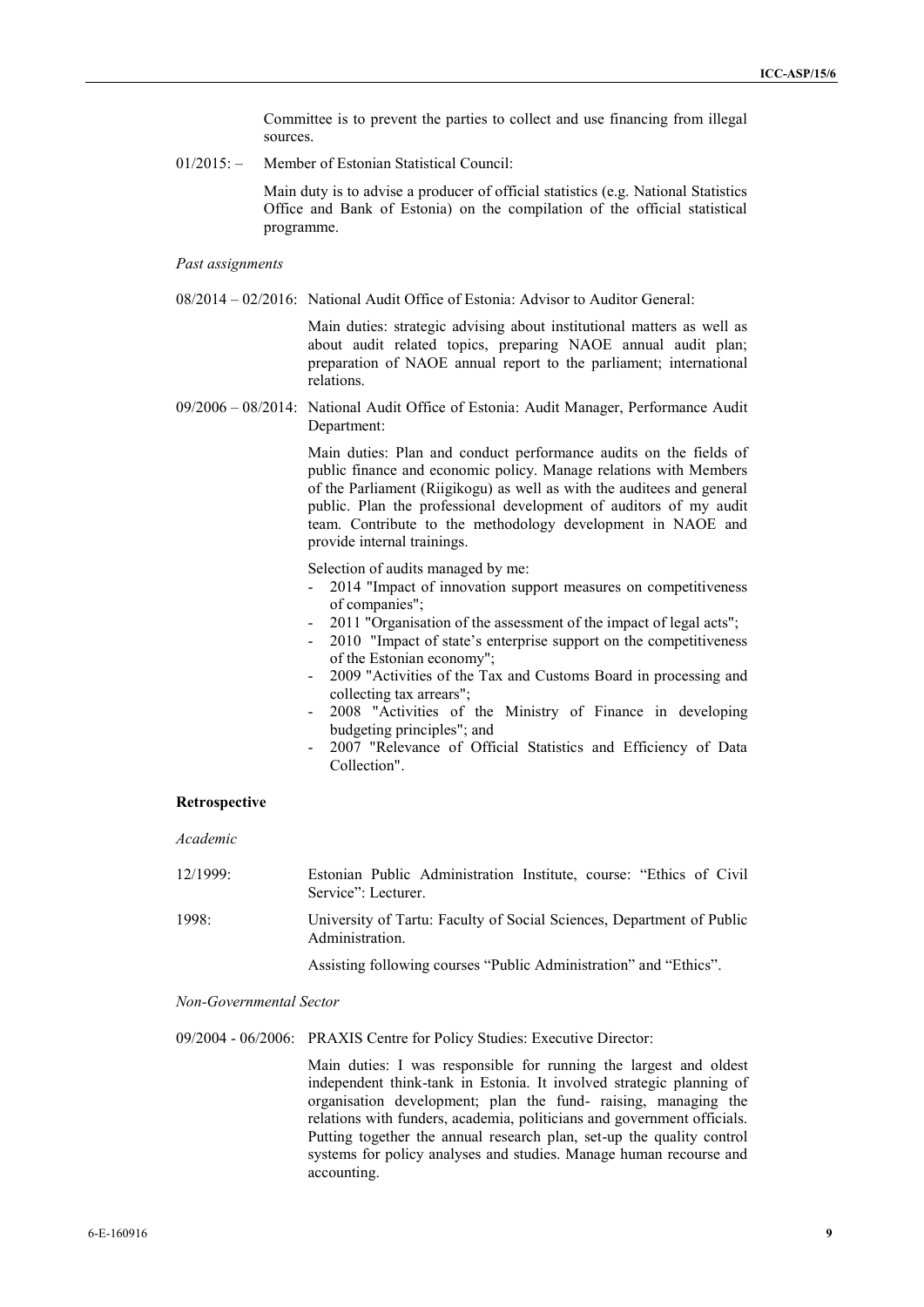Committee is to prevent the parties to collect and use financing from illegal sources.

01/2015: – Member of Estonian Statistical Council:

Main duty is to advise a producer of official statistics (e.g. National Statistics Office and Bank of Estonia) on the compilation of the official statistical programme.

*Past assignments*

08/2014 – 02/2016: National Audit Office of Estonia: Advisor to Auditor General:

Main duties: strategic advising about institutional matters as well as about audit related topics, preparing NAOE annual audit plan; preparation of NAOE annual report to the parliament; international relations.

09/2006 – 08/2014: National Audit Office of Estonia: Audit Manager, Performance Audit Department:

Main duties: Plan and conduct performance audits on the fields of public finance and economic policy. Manage relations with Members of the Parliament (Riigikogu) as well as with the auditees and general public. Plan the professional development of auditors of my audit team. Contribute to the methodology development in NAOE and provide internal trainings.

Selection of audits managed by me:

- 2014 "Impact of innovation support measures on competitiveness of companies";
- 2011 "Organisation of the assessment of the impact of legal acts";
- 2010 "Impact of state's enterprise support on the competitiveness of the Estonian economy";
- 2009 "Activities of the Tax and Customs Board in processing and collecting tax arrears";
- 2008 "Activities of the Ministry of Finance in developing budgeting principles"; and
- 2007 "Relevance of Official Statistics and Efficiency of Data Collection".

**Retrospective**

*Academic*

12/1999: Estonian Public Administration Institute, course: "Ethics of Civil Service": Lecturer.

1998: University of Tartu: Faculty of Social Sciences, Department of Public Administration.

Assisting following courses "Public Administration" and "Ethics".

*Non-Governmental Sector*

09/2004 - 06/2006: PRAXIS Centre for Policy Studies: Executive Director:

Main duties: I was responsible for running the largest and oldest independent think-tank in Estonia. It involved strategic planning of organisation development; plan the fund- raising, managing the relations with funders, academia, politicians and government officials. Putting together the annual research plan, set-up the quality control systems for policy analyses and studies. Manage human recourse and accounting.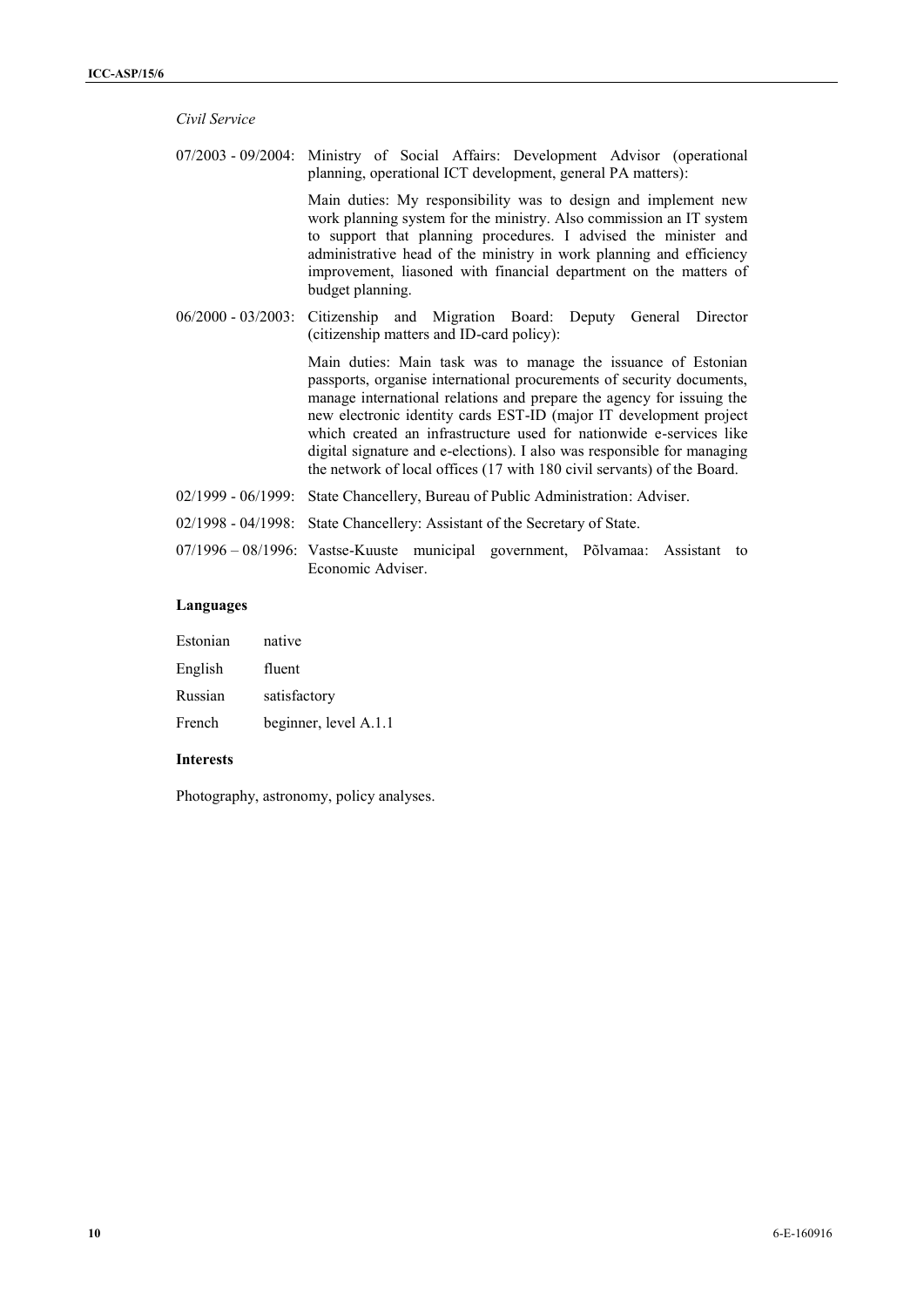*Civil Service*

07/2003 - 09/2004: Ministry of Social Affairs: Development Advisor (operational planning, operational ICT development, general PA matters):

Main duties: My responsibility was to design and implement new work planning system for the ministry. Also commission an IT system to support that planning procedures. I advised the minister and administrative head of the ministry in work planning and efficiency improvement, liasoned with financial department on the matters of budget planning.

06/2000 - 03/2003: Citizenship and Migration Board: Deputy General Director (citizenship matters and ID-card policy):

Main duties: Main task was to manage the issuance of Estonian passports, organise international procurements of security documents, manage international relations and prepare the agency for issuing the new electronic identity cards EST-ID (major IT development project which created an infrastructure used for nationwide e-services like digital signature and e-elections). I also was responsible for managing the network of local offices (17 with 180 civil servants) of the Board.

02/1999 - 06/1999: State Chancellery, Bureau of Public Administration: Adviser.

02/1998 - 04/1998: State Chancellery: Assistant of the Secretary of State.

07/1996 – 08/1996: Vastse-Kuuste municipal government, Põlvamaa: Assistant to Economic Adviser.

**Languages**

| | |
|---|---|
| Estonian | native |
| English | fluent |
| Russian | satisfactory |
| French | beginner, level A.1.1 |

**Interests**

Photography, astronomy, policy analyses.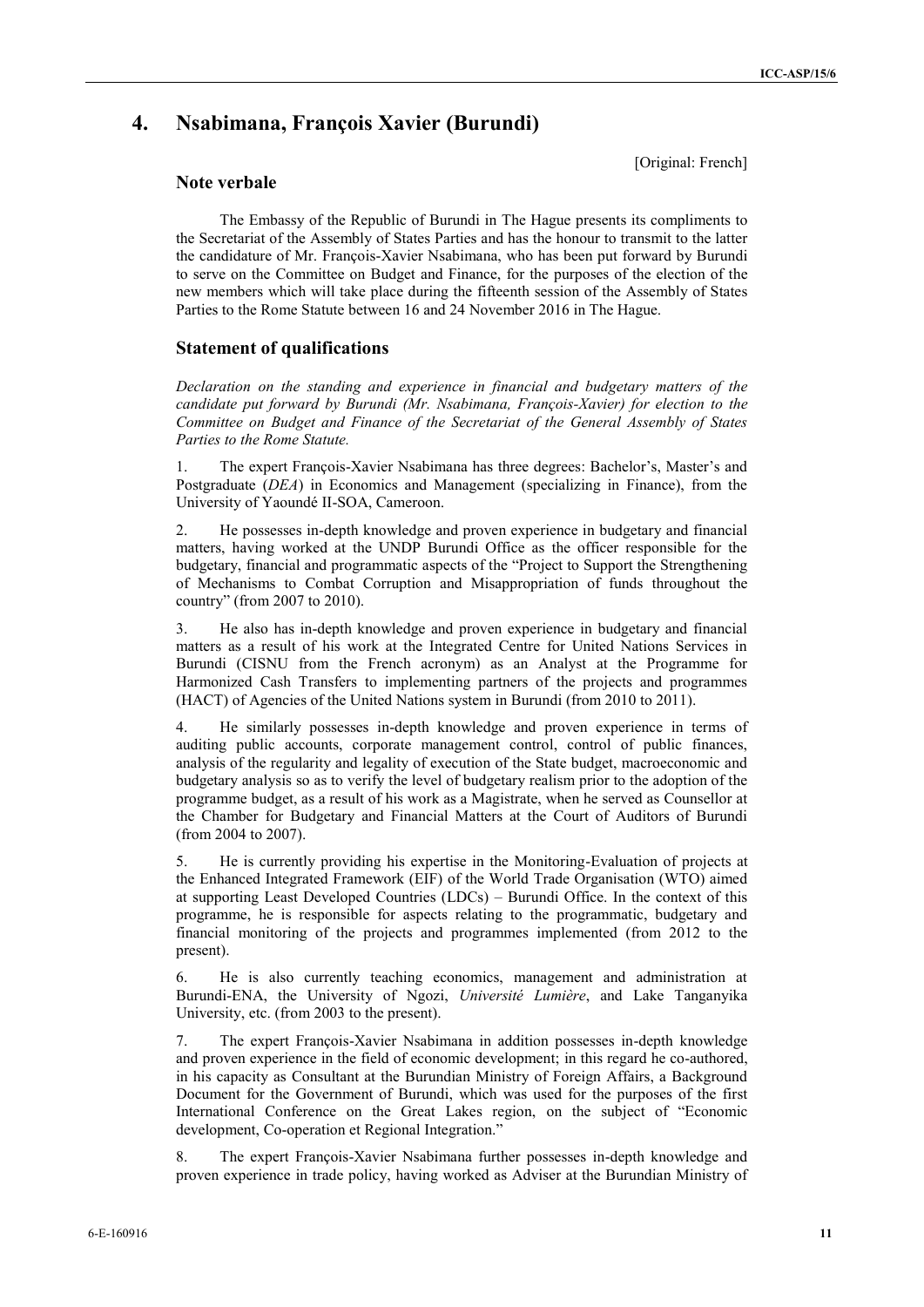# 4. Nsabimana, François Xavier (Burundi)

[Original: French]

## Note verbale

The Embassy of the Republic of Burundi in The Hague presents its compliments to the Secretariat of the Assembly of States Parties and has the honour to transmit to the latter the candidature of Mr. François-Xavier Nsabimana, who has been put forward by Burundi to serve on the Committee on Budget and Finance, for the purposes of the election of the new members which will take place during the fifteenth session of the Assembly of States Parties to the Rome Statute between 16 and 24 November 2016 in The Hague.

## Statement of qualifications

*Declaration on the standing and experience in financial and budgetary matters of the candidate put forward by Burundi (Mr. Nsabimana, François-Xavier) for election to the Committee on Budget and Finance of the Secretariat of the General Assembly of States Parties to the Rome Statute.*

1. The expert François-Xavier Nsabimana has three degrees: Bachelor's, Master's and Postgraduate (*DEA*) in Economics and Management (specializing in Finance), from the University of Yaoundé II-SOA, Cameroon.

2. He possesses in-depth knowledge and proven experience in budgetary and financial matters, having worked at the UNDP Burundi Office as the officer responsible for the budgetary, financial and programmatic aspects of the "Project to Support the Strengthening of Mechanisms to Combat Corruption and Misappropriation of funds throughout the country" (from 2007 to 2010).

3. He also has in-depth knowledge and proven experience in budgetary and financial matters as a result of his work at the Integrated Centre for United Nations Services in Burundi (CISNU from the French acronym) as an Analyst at the Programme for Harmonized Cash Transfers to implementing partners of the projects and programmes (HACT) of Agencies of the United Nations system in Burundi (from 2010 to 2011).

4. He similarly possesses in-depth knowledge and proven experience in terms of auditing public accounts, corporate management control, control of public finances, analysis of the regularity and legality of execution of the State budget, macroeconomic and budgetary analysis so as to verify the level of budgetary realism prior to the adoption of the programme budget, as a result of his work as a Magistrate, when he served as Counsellor at the Chamber for Budgetary and Financial Matters at the Court of Auditors of Burundi (from 2004 to 2007).

5. He is currently providing his expertise in the Monitoring-Evaluation of projects at the Enhanced Integrated Framework (EIF) of the World Trade Organisation (WTO) aimed at supporting Least Developed Countries (LDCs) – Burundi Office. In the context of this programme, he is responsible for aspects relating to the programmatic, budgetary and financial monitoring of the projects and programmes implemented (from 2012 to the present).

6. He is also currently teaching economics, management and administration at Burundi-ENA, the University of Ngozi, *Université Lumière*, and Lake Tanganyika University, etc. (from 2003 to the present).

7. The expert François-Xavier Nsabimana in addition possesses in-depth knowledge and proven experience in the field of economic development; in this regard he co-authored, in his capacity as Consultant at the Burundian Ministry of Foreign Affairs, a Background Document for the Government of Burundi, which was used for the purposes of the first International Conference on the Great Lakes region, on the subject of "Economic development, Co-operation et Regional Integration."

8. The expert François-Xavier Nsabimana further possesses in-depth knowledge and proven experience in trade policy, having worked as Adviser at the Burundian Ministry of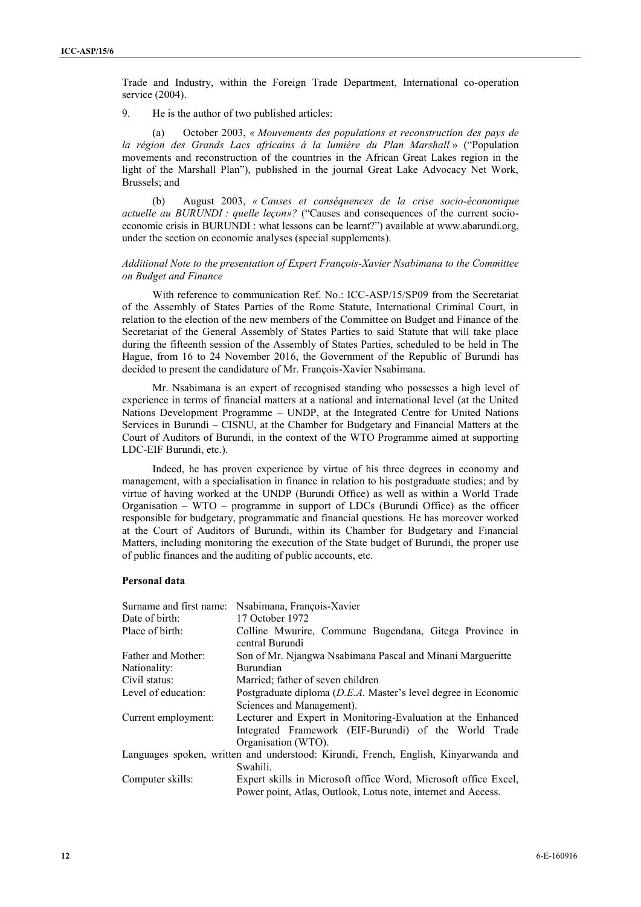Trade and Industry, within the Foreign Trade Department, International co-operation service (2004).

9. He is the author of two published articles:

(a) October 2003, *« Mouvements des populations et reconstruction des pays de la région des Grands Lacs africains à la lumière du Plan Marshall »* ("Population movements and reconstruction of the countries in the African Great Lakes region in the light of the Marshall Plan"), published in the journal Great Lake Advocacy Net Work, Brussels; and

(b) August 2003, *« Causes et conséquences de la crise socio-économique actuelle au BURUNDI : quelle leçon»?* ("Causes and consequences of the current socio-economic crisis in BURUNDI : what lessons can be learnt?") available at www.abarundi.org, under the section on economic analyses (special supplements).

*Additional Note to the presentation of Expert François-Xavier Nsabimana to the Committee on Budget and Finance*

With reference to communication Ref. No.: ICC-ASP/15/SP09 from the Secretariat of the Assembly of States Parties of the Rome Statute, International Criminal Court, in relation to the election of the new members of the Committee on Budget and Finance of the Secretariat of the General Assembly of States Parties to said Statute that will take place during the fifteenth session of the Assembly of States Parties, scheduled to be held in The Hague, from 16 to 24 November 2016, the Government of the Republic of Burundi has decided to present the candidature of Mr. François-Xavier Nsabimana.

Mr. Nsabimana is an expert of recognised standing who possesses a high level of experience in terms of financial matters at a national and international level (at the United Nations Development Programme – UNDP, at the Integrated Centre for United Nations Services in Burundi – CISNU, at the Chamber for Budgetary and Financial Matters at the Court of Auditors of Burundi, in the context of the WTO Programme aimed at supporting LDC-EIF Burundi, etc.).

Indeed, he has proven experience by virtue of his three degrees in economy and management, with a specialisation in finance in relation to his postgraduate studies; and by virtue of having worked at the UNDP (Burundi Office) as well as within a World Trade Organisation – WTO – programme in support of LDCs (Burundi Office) as the officer responsible for budgetary, programmatic and financial questions. He has moreover worked at the Court of Auditors of Burundi, within its Chamber for Budgetary and Financial Matters, including monitoring the execution of the State budget of Burundi, the proper use of public finances and the auditing of public accounts, etc.

**Personal data**

| | |
|---|---|
| Surname and first name: | Nsabimana, François-Xavier |
| Date of birth: | 17 October 1972 |
| Place of birth: | Colline Mwurire, Commune Bugendana, Gitega Province in central Burundi |
| Father and Mother: | Son of Mr. Njangwa Nsabimana Pascal and Minani Margueritte |
| Nationality: | Burundian |
| Civil status: | Married; father of seven children |
| Level of education: | Postgraduate diploma (*D.E.A.* Master's level degree in Economic Sciences and Management). |
| Current employment: | Lecturer and Expert in Monitoring-Evaluation at the Enhanced Integrated Framework (EIF-Burundi) of the World Trade Organisation (WTO). |
| Languages spoken, written and understood: | Kirundi, French, English, Kinyarwanda and Swahili. |
| Computer skills: | Expert skills in Microsoft office Word, Microsoft office Excel, Power point, Atlas, Outlook, Lotus note, internet and Access. |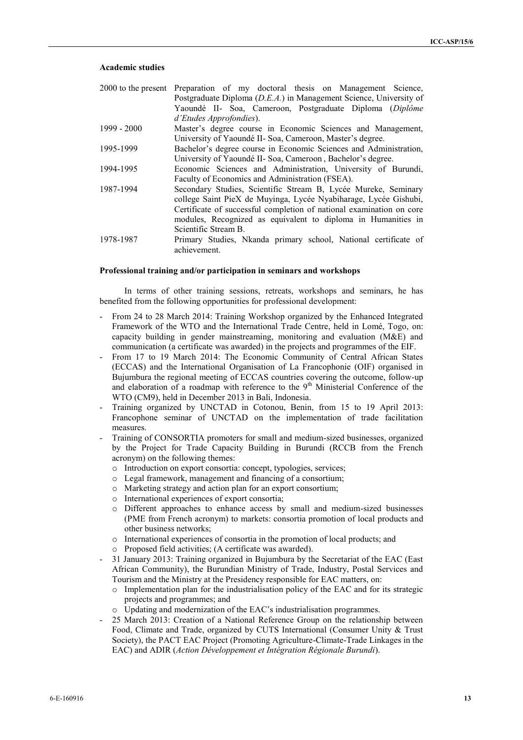**Academic studies**

| | |
|---|---|
| 2000 to the present | Preparation of my doctoral thesis on Management Science, Postgraduate Diploma (*D.E.A.*) in Management Science, University of Yaoundé II- Soa, Cameroon, Postgraduate Diploma (*Diplôme d'Etudes Approfondies*). |
| 1999 - 2000 | Master's degree course in Economic Sciences and Management, University of Yaoundé II- Soa, Cameroon, Master's degree. |
| 1995-1999 | Bachelor's degree course in Economic Sciences and Administration, University of Yaoundé II- Soa, Cameroon , Bachelor's degree. |
| 1994-1995 | Economic Sciences and Administration, University of Burundi, Faculty of Economics and Administration (FSEA). |
| 1987-1994 | Secondary Studies, Scientific Stream B, Lycée Mureke, Seminary college Saint PieX de Muyinga, Lycée Nyabiharage, Lycée Gishubi, Certificate of successful completion of national examination on core modules, Recognized as equivalent to diploma in Humanities in Scientific Stream B. |
| 1978-1987 | Primary Studies, Nkanda primary school, National certificate of achievement. |

**Professional training and/or participation in seminars and workshops**

In terms of other training sessions, retreats, workshops and seminars, he has benefited from the following opportunities for professional development:

- From 24 to 28 March 2014: Training Workshop organized by the Enhanced Integrated Framework of the WTO and the International Trade Centre, held in Lomé, Togo, on: capacity building in gender mainstreaming, monitoring and evaluation (M&E) and communication (a certificate was awarded) in the projects and programmes of the EIF.
- From 17 to 19 March 2014: The Economic Community of Central African States (ECCAS) and the International Organisation of La Francophonie (OIF) organised in Bujumbura the regional meeting of ECCAS countries covering the outcome, follow-up and elaboration of a roadmap with reference to the 9th Ministerial Conference of the WTO (CM9), held in December 2013 in Bali, Indonesia.
- Training organized by UNCTAD in Cotonou, Benin, from 15 to 19 April 2013: Francophone seminar of UNCTAD on the implementation of trade facilitation measures.
- Training of CONSORTIA promoters for small and medium-sized businesses, organized by the Project for Trade Capacity Building in Burundi (RCCB from the French acronym) on the following themes:
  - Introduction on export consortia: concept, typologies, services;
  - Legal framework, management and financing of a consortium;
  - Marketing strategy and action plan for an export consortium;
  - International experiences of export consortia;
  - Different approaches to enhance access by small and medium-sized businesses (PME from French acronym) to markets: consortia promotion of local products and other business networks;
  - International experiences of consortia in the promotion of local products; and
  - Proposed field activities; (A certificate was awarded).
- 31 January 2013: Training organized in Bujumbura by the Secretariat of the EAC (East African Community), the Burundian Ministry of Trade, Industry, Postal Services and Tourism and the Ministry at the Presidency responsible for EAC matters, on:
  - Implementation plan for the industrialisation policy of the EAC and for its strategic projects and programmes; and
  - Updating and modernization of the EAC's industrialisation programmes.
- 25 March 2013: Creation of a National Reference Group on the relationship between Food, Climate and Trade, organized by CUTS International (Consumer Unity & Trust Society), the PACT EAC Project (Promoting Agriculture-Climate-Trade Linkages in the EAC) and ADIR (*Action Développement et Intégration Régionale Burundi*).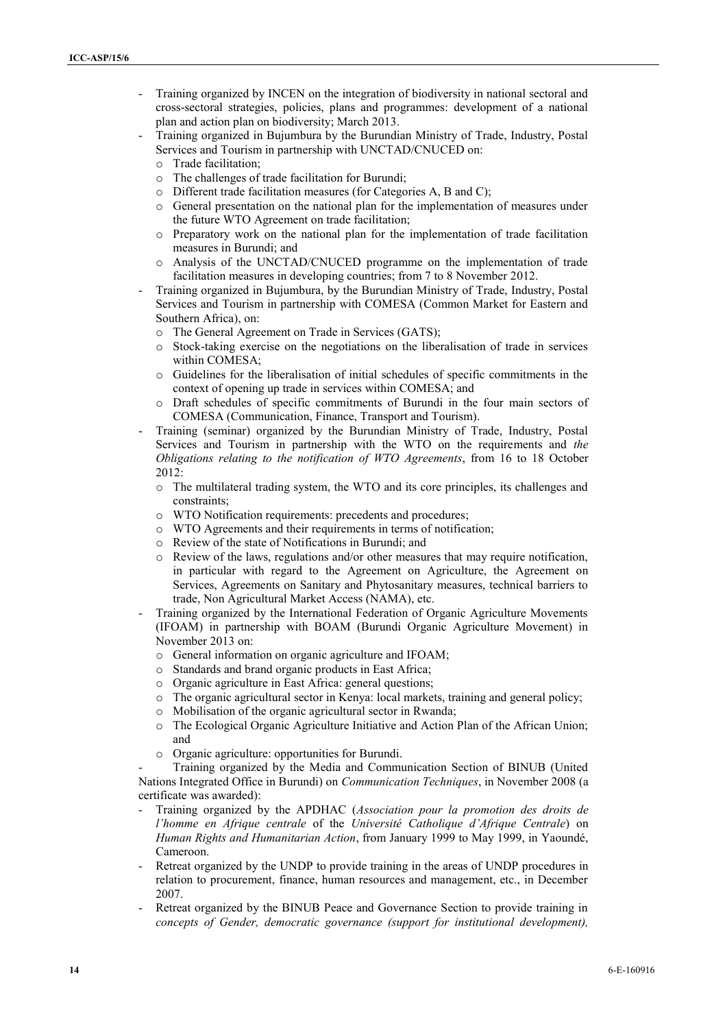- Training organized by INCEN on the integration of biodiversity in national sectoral and cross-sectoral strategies, policies, plans and programmes: development of a national plan and action plan on biodiversity; March 2013.
- Training organized in Bujumbura by the Burundian Ministry of Trade, Industry, Postal Services and Tourism in partnership with UNCTAD/CNUCED on:
  - Trade facilitation;
  - The challenges of trade facilitation for Burundi;
  - Different trade facilitation measures (for Categories A, B and C);
  - General presentation on the national plan for the implementation of measures under the future WTO Agreement on trade facilitation;
  - Preparatory work on the national plan for the implementation of trade facilitation measures in Burundi; and
  - Analysis of the UNCTAD/CNUCED programme on the implementation of trade facilitation measures in developing countries; from 7 to 8 November 2012.
- Training organized in Bujumbura, by the Burundian Ministry of Trade, Industry, Postal Services and Tourism in partnership with COMESA (Common Market for Eastern and Southern Africa), on:
  - The General Agreement on Trade in Services (GATS);
  - Stock-taking exercise on the negotiations on the liberalisation of trade in services within COMESA;
  - Guidelines for the liberalisation of initial schedules of specific commitments in the context of opening up trade in services within COMESA; and
  - Draft schedules of specific commitments of Burundi in the four main sectors of COMESA (Communication, Finance, Transport and Tourism).
- Training (seminar) organized by the Burundian Ministry of Trade, Industry, Postal Services and Tourism in partnership with the WTO on the requirements and *the Obligations relating to the notification of WTO Agreements*, from 16 to 18 October 2012:
  - The multilateral trading system, the WTO and its core principles, its challenges and constraints;
  - WTO Notification requirements: precedents and procedures;
  - WTO Agreements and their requirements in terms of notification;
  - Review of the state of Notifications in Burundi; and
  - Review of the laws, regulations and/or other measures that may require notification, in particular with regard to the Agreement on Agriculture, the Agreement on Services, Agreements on Sanitary and Phytosanitary measures, technical barriers to trade, Non Agricultural Market Access (NAMA), etc.
- Training organized by the International Federation of Organic Agriculture Movements (IFOAM) in partnership with BOAM (Burundi Organic Agriculture Movement) in November 2013 on:
  - General information on organic agriculture and IFOAM;
  - Standards and brand organic products in East Africa;
  - Organic agriculture in East Africa: general questions;
  - The organic agricultural sector in Kenya: local markets, training and general policy;
  - Mobilisation of the organic agricultural sector in Rwanda;
  - The Ecological Organic Agriculture Initiative and Action Plan of the African Union; and
  - Organic agriculture: opportunities for Burundi.
- Training organized by the Media and Communication Section of BINUB (United Nations Integrated Office in Burundi) on *Communication Techniques*, in November 2008 (a certificate was awarded):
- Training organized by the APDHAC (*Association pour la promotion des droits de l'homme en Afrique centrale* of the *Université Catholique d'Afrique Centrale*) on *Human Rights and Humanitarian Action*, from January 1999 to May 1999, in Yaoundé, Cameroon.
- Retreat organized by the UNDP to provide training in the areas of UNDP procedures in relation to procurement, finance, human resources and management, etc., in December 2007.
- Retreat organized by the BINUB Peace and Governance Section to provide training in *concepts of Gender, democratic governance (support for institutional development),*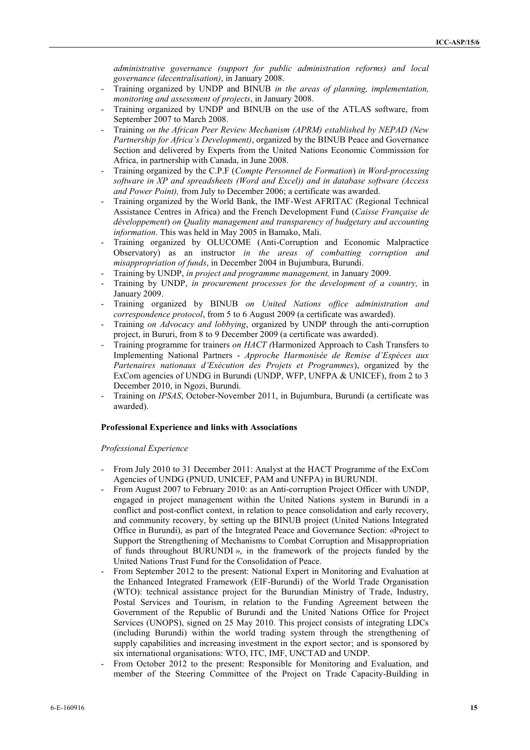*administrative governance (support for public administration reforms) and local governance (decentralisation)*, in January 2008.

- Training organized by UNDP and BINUB *in the areas of planning, implementation, monitoring and assessment of projects*, in January 2008.
- Training organized by UNDP and BINUB on the use of the ATLAS software, from September 2007 to March 2008.
- Training *on the African Peer Review Mechanism (APRM) established by NEPAD (New Partnership for Africa's Development)*, organized by the BINUB Peace and Governance Section and delivered by Experts from the United Nations Economic Commission for Africa, in partnership with Canada, in June 2008.
- Training organized by the C.P.F (*Compte Personnel de Formation*) *in Word-processing software in XP and spreadsheets (Word and Excel)) and in database software (Access and Power Point),* from July to December 2006; a certificate was awarded.
- Training organized by the World Bank, the IMF-West AFRITAC (Regional Technical Assistance Centres in Africa) and the French Development Fund (*Caisse Française de développement*) *on Quality management and transparency of budgetary and accounting information*. This was held in May 2005 in Bamako, Mali.
- Training organized by OLUCOME (Anti-Corruption and Economic Malpractice Observatory) as an instructor *in the areas of combatting corruption and misappropriation of funds*, in December 2004 in Bujumbura, Burundi.
- Training by UNDP, *in project and programme management,* in January 2009.
- Training by UNDP, *in procurement processes for the development of a country,* in January 2009.
- Training organized by BINUB *on United Nations office administration and correspondence protocol*, from 5 to 6 August 2009 (a certificate was awarded).
- Training *on Advocacy and lobbying*, organized by UNDP through the anti-corruption project, in Bururi, from 8 to 9 December 2009 (a certificate was awarded).
- Training programme for trainers *on HACT (*Harmonized Approach to Cash Transfers to Implementing National Partners - *Approche Harmonisée de Remise d'Espèces aux Partenaires nationaux d'Exécution des Projets et Programmes*), organized by the ExCom agencies of UNDG in Burundi (UNDP, WFP, UNFPA & UNICEF), from 2 to 3 December 2010, in Ngozi, Burundi.
- Training on *IPSAS*, October-November 2011, in Bujumbura, Burundi (a certificate was awarded).

**Professional Experience and links with Associations**

*Professional Experience*

- From July 2010 to 31 December 2011: Analyst at the HACT Programme of the ExCom Agencies of UNDG (PNUD, UNICEF, PAM and UNFPA) in BURUNDI.
- From August 2007 to February 2010: as an Anti-corruption Project Officer with UNDP, engaged in project management within the United Nations system in Burundi in a conflict and post-conflict context, in relation to peace consolidation and early recovery, and community recovery, by setting up the BINUB project (United Nations Integrated Office in Burundi), as part of the Integrated Peace and Governance Section: «Project to Support the Strengthening of Mechanisms to Combat Corruption and Misappropriation of funds throughout BURUNDI », in the framework of the projects funded by the United Nations Trust Fund for the Consolidation of Peace.
- From September 2012 to the present: National Expert in Monitoring and Evaluation at the Enhanced Integrated Framework (EIF-Burundi) of the World Trade Organisation (WTO): technical assistance project for the Burundian Ministry of Trade, Industry, Postal Services and Tourism, in relation to the Funding Agreement between the Government of the Republic of Burundi and the United Nations Office for Project Services (UNOPS), signed on 25 May 2010. This project consists of integrating LDCs (including Burundi) within the world trading system through the strengthening of supply capabilities and increasing investment in the export sector; and is sponsored by six international organisations: WTO, ITC, IMF, UNCTAD and UNDP.
- From October 2012 to the present: Responsible for Monitoring and Evaluation, and member of the Steering Committee of the Project on Trade Capacity-Building in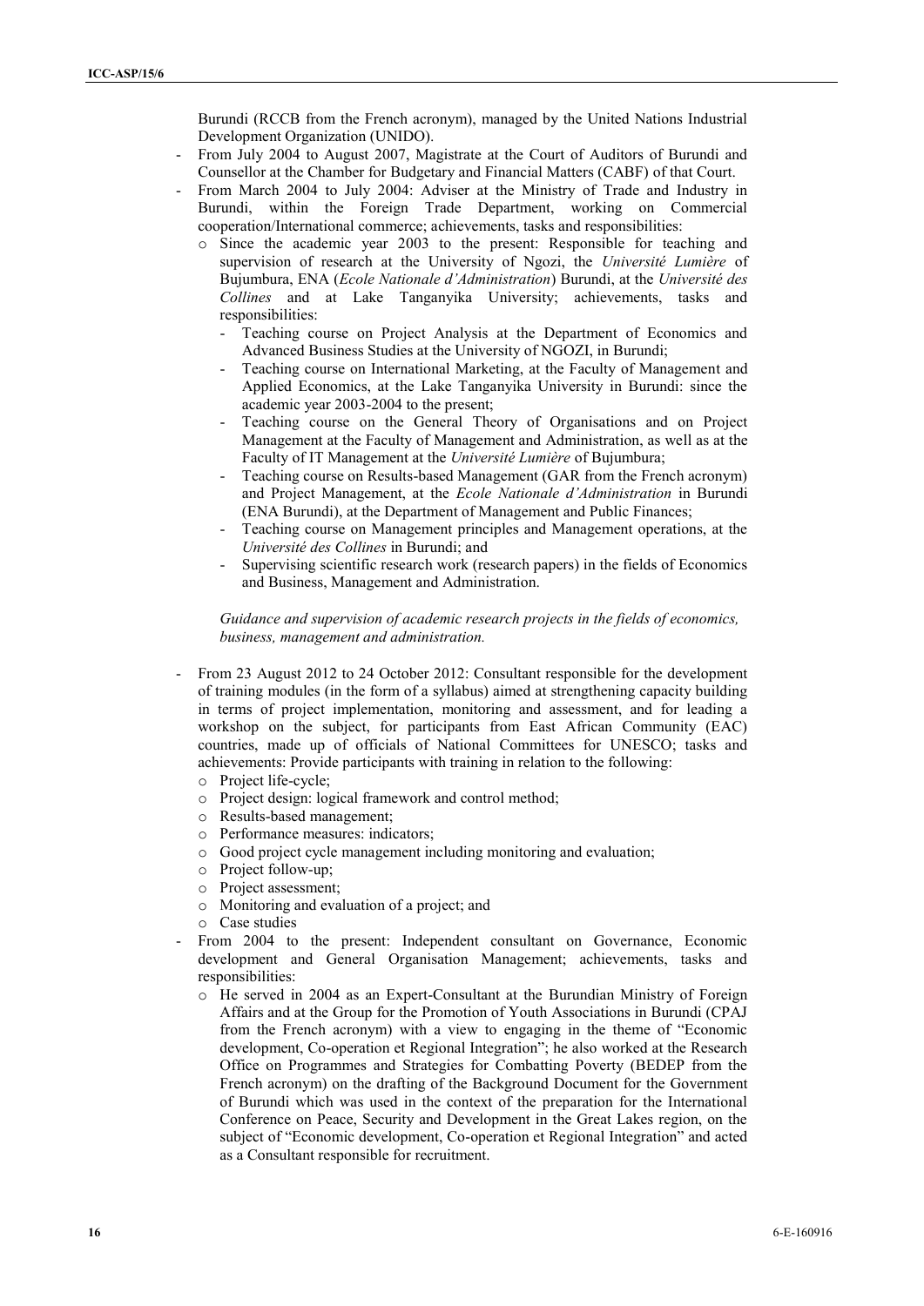Burundi (RCCB from the French acronym), managed by the United Nations Industrial Development Organization (UNIDO).

- From July 2004 to August 2007, Magistrate at the Court of Auditors of Burundi and Counsellor at the Chamber for Budgetary and Financial Matters (CABF) of that Court.
- From March 2004 to July 2004: Adviser at the Ministry of Trade and Industry in Burundi, within the Foreign Trade Department, working on Commercial cooperation/International commerce; achievements, tasks and responsibilities:
  - o Since the academic year 2003 to the present: Responsible for teaching and supervision of research at the University of Ngozi, the *Université Lumière* of Bujumbura, ENA (*Ecole Nationale d'Administration*) Burundi, at the *Université des Collines* and at Lake Tanganyika University; achievements, tasks and responsibilities:
    - Teaching course on Project Analysis at the Department of Economics and Advanced Business Studies at the University of NGOZI, in Burundi;
    - Teaching course on International Marketing, at the Faculty of Management and Applied Economics, at the Lake Tanganyika University in Burundi: since the academic year 2003-2004 to the present;
    - Teaching course on the General Theory of Organisations and on Project Management at the Faculty of Management and Administration, as well as at the Faculty of IT Management at the *Université Lumière* of Bujumbura;
    - Teaching course on Results-based Management (GAR from the French acronym) and Project Management, at the *Ecole Nationale d'Administration* in Burundi (ENA Burundi), at the Department of Management and Public Finances;
    - Teaching course on Management principles and Management operations, at the *Université des Collines* in Burundi; and
    - Supervising scientific research work (research papers) in the fields of Economics and Business, Management and Administration.

  *Guidance and supervision of academic research projects in the fields of economics, business, management and administration.*

- From 23 August 2012 to 24 October 2012: Consultant responsible for the development of training modules (in the form of a syllabus) aimed at strengthening capacity building in terms of project implementation, monitoring and assessment, and for leading a workshop on the subject, for participants from East African Community (EAC) countries, made up of officials of National Committees for UNESCO; tasks and achievements: Provide participants with training in relation to the following:
  - o Project life-cycle;
  - o Project design: logical framework and control method;
  - o Results-based management;
  - o Performance measures: indicators;
  - o Good project cycle management including monitoring and evaluation;
  - o Project follow-up;
  - o Project assessment;
  - o Monitoring and evaluation of a project; and
  - o Case studies
- From 2004 to the present: Independent consultant on Governance, Economic development and General Organisation Management; achievements, tasks and responsibilities:
  - o He served in 2004 as an Expert-Consultant at the Burundian Ministry of Foreign Affairs and at the Group for the Promotion of Youth Associations in Burundi (CPAJ from the French acronym) with a view to engaging in the theme of "Economic development, Co-operation et Regional Integration"; he also worked at the Research Office on Programmes and Strategies for Combatting Poverty (BEDEP from the French acronym) on the drafting of the Background Document for the Government of Burundi which was used in the context of the preparation for the International Conference on Peace, Security and Development in the Great Lakes region, on the subject of "Economic development, Co-operation et Regional Integration" and acted as a Consultant responsible for recruitment.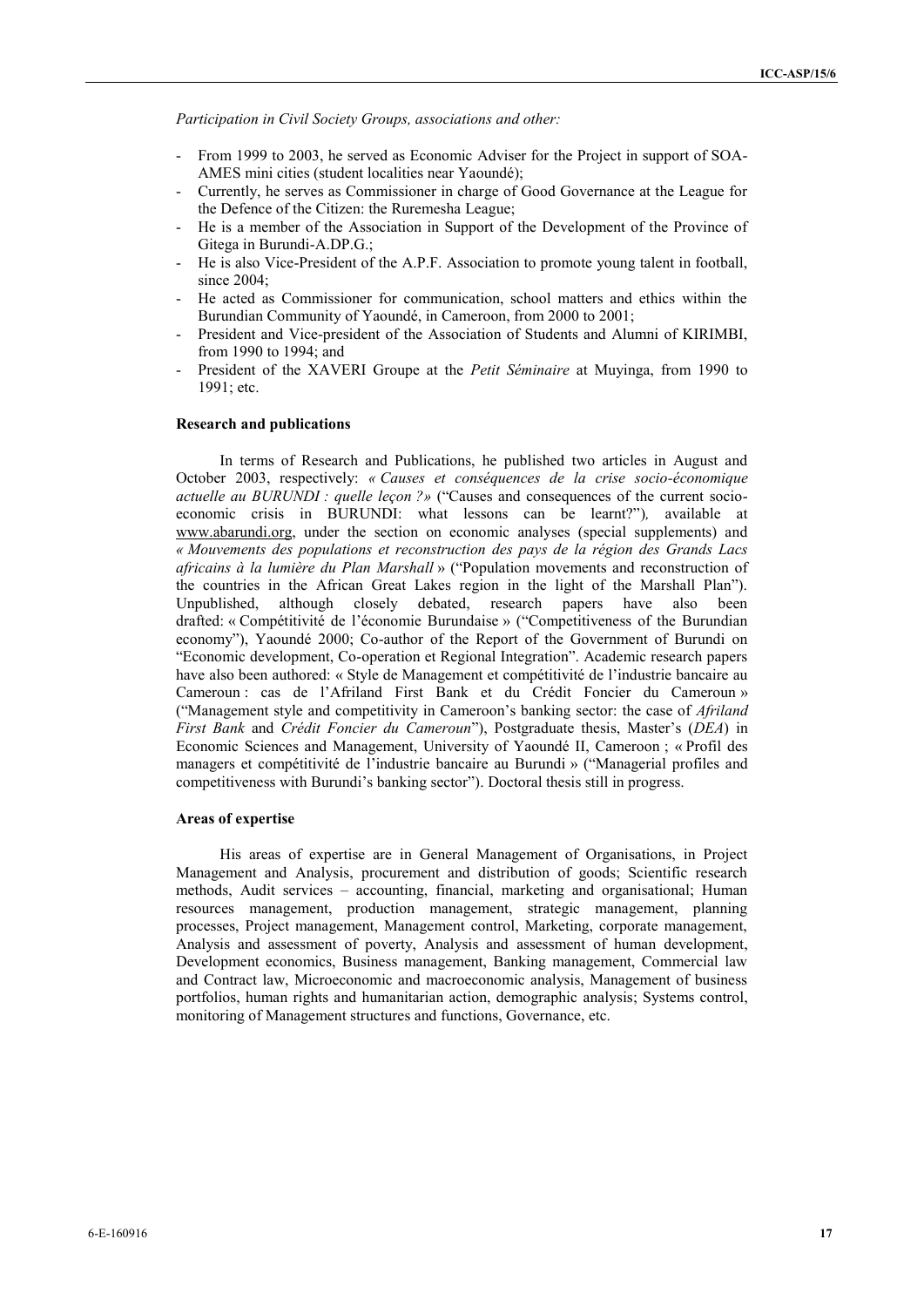*Participation in Civil Society Groups, associations and other:*

- From 1999 to 2003, he served as Economic Adviser for the Project in support of SOA-AMES mini cities (student localities near Yaoundé);
- Currently, he serves as Commissioner in charge of Good Governance at the League for the Defence of the Citizen: the Ruremesha League;
- He is a member of the Association in Support of the Development of the Province of Gitega in Burundi-A.DP.G.;
- He is also Vice-President of the A.P.F. Association to promote young talent in football, since 2004;
- He acted as Commissioner for communication, school matters and ethics within the Burundian Community of Yaoundé, in Cameroon, from 2000 to 2001;
- President and Vice-president of the Association of Students and Alumni of KIRIMBI, from 1990 to 1994; and
- President of the XAVERI Groupe at the *Petit Séminaire* at Muyinga, from 1990 to 1991; etc.

#### Research and publications

In terms of Research and Publications, he published two articles in August and October 2003, respectively: *« Causes et conséquences de la crise socio-économique actuelle au BURUNDI : quelle leçon ?»* ("Causes and consequences of the current socio-economic crisis in BURUNDI: what lessons can be learnt?"), available at www.abarundi.org, under the section on economic analyses (special supplements) and *« Mouvements des populations et reconstruction des pays de la région des Grands Lacs africains à la lumière du Plan Marshall »* ("Population movements and reconstruction of the countries in the African Great Lakes region in the light of the Marshall Plan"). Unpublished, although closely debated, research papers have also been drafted: « Compétitivité de l'économie Burundaise » ("Competitiveness of the Burundian economy"), Yaoundé 2000; Co-author of the Report of the Government of Burundi on "Economic development, Co-operation et Regional Integration". Academic research papers have also been authored: « Style de Management et compétitivité de l'industrie bancaire au Cameroun : cas de l'Afriland First Bank et du Crédit Foncier du Cameroun » ("Management style and competitivity in Cameroon's banking sector: the case of *Afriland First Bank* and *Crédit Foncier du Cameroun*"), Postgraduate thesis, Master's (*DEA*) in Economic Sciences and Management, University of Yaoundé II, Cameroon ; « Profil des managers et compétitivité de l'industrie bancaire au Burundi » ("Managerial profiles and competitiveness with Burundi's banking sector"). Doctoral thesis still in progress.

#### Areas of expertise

His areas of expertise are in General Management of Organisations, in Project Management and Analysis, procurement and distribution of goods; Scientific research methods, Audit services – accounting, financial, marketing and organisational; Human resources management, production management, strategic management, planning processes, Project management, Management control, Marketing, corporate management, Analysis and assessment of poverty, Analysis and assessment of human development, Development economics, Business management, Banking management, Commercial law and Contract law, Microeconomic and macroeconomic analysis, Management of business portfolios, human rights and humanitarian action, demographic analysis; Systems control, monitoring of Management structures and functions, Governance, etc.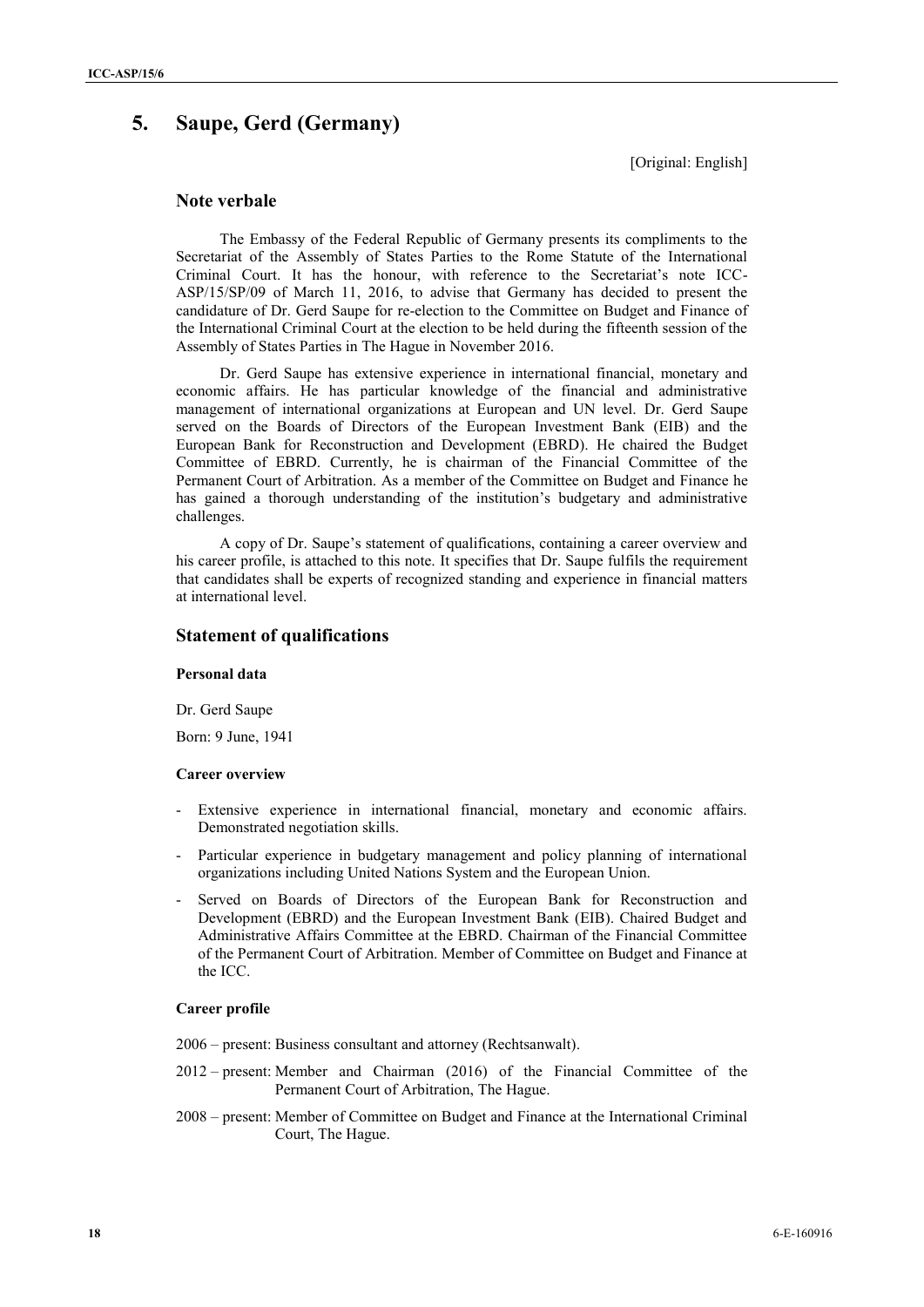## 5. Saupe, Gerd (Germany)

[Original: English]

### Note verbale

The Embassy of the Federal Republic of Germany presents its compliments to the Secretariat of the Assembly of States Parties to the Rome Statute of the International Criminal Court. It has the honour, with reference to the Secretariat's note ICC-ASP/15/SP/09 of March 11, 2016, to advise that Germany has decided to present the candidature of Dr. Gerd Saupe for re-election to the Committee on Budget and Finance of the International Criminal Court at the election to be held during the fifteenth session of the Assembly of States Parties in The Hague in November 2016.

Dr. Gerd Saupe has extensive experience in international financial, monetary and economic affairs. He has particular knowledge of the financial and administrative management of international organizations at European and UN level. Dr. Gerd Saupe served on the Boards of Directors of the European Investment Bank (EIB) and the European Bank for Reconstruction and Development (EBRD). He chaired the Budget Committee of EBRD. Currently, he is chairman of the Financial Committee of the Permanent Court of Arbitration. As a member of the Committee on Budget and Finance he has gained a thorough understanding of the institution's budgetary and administrative challenges.

A copy of Dr. Saupe's statement of qualifications, containing a career overview and his career profile, is attached to this note. It specifies that Dr. Saupe fulfils the requirement that candidates shall be experts of recognized standing and experience in financial matters at international level.

### Statement of qualifications

#### Personal data

Dr. Gerd Saupe

Born: 9 June, 1941

#### Career overview

- Extensive experience in international financial, monetary and economic affairs. Demonstrated negotiation skills.
- Particular experience in budgetary management and policy planning of international organizations including United Nations System and the European Union.
- Served on Boards of Directors of the European Bank for Reconstruction and Development (EBRD) and the European Investment Bank (EIB). Chaired Budget and Administrative Affairs Committee at the EBRD. Chairman of the Financial Committee of the Permanent Court of Arbitration. Member of Committee on Budget and Finance at the ICC.

#### Career profile

2006 – present: Business consultant and attorney (Rechtsanwalt).

2012 – present: Member and Chairman (2016) of the Financial Committee of the Permanent Court of Arbitration, The Hague.

2008 – present: Member of Committee on Budget and Finance at the International Criminal Court, The Hague.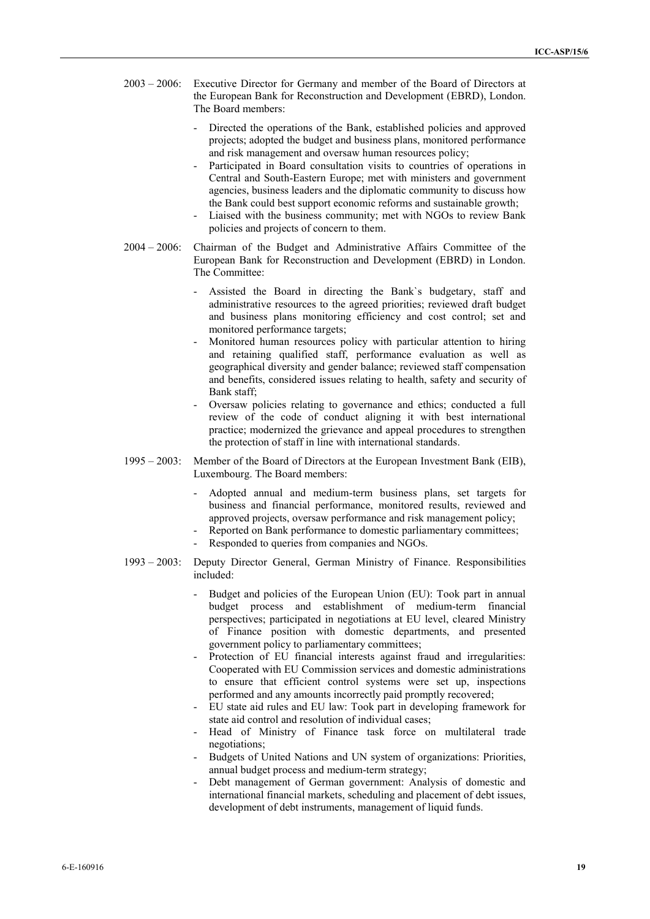2003 – 2006: Executive Director for Germany and member of the Board of Directors at the European Bank for Reconstruction and Development (EBRD), London. The Board members:

- Directed the operations of the Bank, established policies and approved projects; adopted the budget and business plans, monitored performance and risk management and oversaw human resources policy;
- Participated in Board consultation visits to countries of operations in Central and South-Eastern Europe; met with ministers and government agencies, business leaders and the diplomatic community to discuss how the Bank could best support economic reforms and sustainable growth;
- Liaised with the business community; met with NGOs to review Bank policies and projects of concern to them.

2004 – 2006: Chairman of the Budget and Administrative Affairs Committee of the European Bank for Reconstruction and Development (EBRD) in London. The Committee:

- Assisted the Board in directing the Bank`s budgetary, staff and administrative resources to the agreed priorities; reviewed draft budget and business plans monitoring efficiency and cost control; set and monitored performance targets;
- Monitored human resources policy with particular attention to hiring and retaining qualified staff, performance evaluation as well as geographical diversity and gender balance; reviewed staff compensation and benefits, considered issues relating to health, safety and security of Bank staff;
- Oversaw policies relating to governance and ethics; conducted a full review of the code of conduct aligning it with best international practice; modernized the grievance and appeal procedures to strengthen the protection of staff in line with international standards.

1995 – 2003: Member of the Board of Directors at the European Investment Bank (EIB), Luxembourg. The Board members:

- Adopted annual and medium-term business plans, set targets for business and financial performance, monitored results, reviewed and approved projects, oversaw performance and risk management policy;
- Reported on Bank performance to domestic parliamentary committees;
- Responded to queries from companies and NGOs.

1993 – 2003: Deputy Director General, German Ministry of Finance. Responsibilities included:

- Budget and policies of the European Union (EU): Took part in annual budget process and establishment of medium-term financial perspectives; participated in negotiations at EU level, cleared Ministry of Finance position with domestic departments, and presented government policy to parliamentary committees;
- Protection of EU financial interests against fraud and irregularities: Cooperated with EU Commission services and domestic administrations to ensure that efficient control systems were set up, inspections performed and any amounts incorrectly paid promptly recovered;
- EU state aid rules and EU law: Took part in developing framework for state aid control and resolution of individual cases;
- Head of Ministry of Finance task force on multilateral trade negotiations;
- Budgets of United Nations and UN system of organizations: Priorities, annual budget process and medium-term strategy;
- Debt management of German government: Analysis of domestic and international financial markets, scheduling and placement of debt issues, development of debt instruments, management of liquid funds.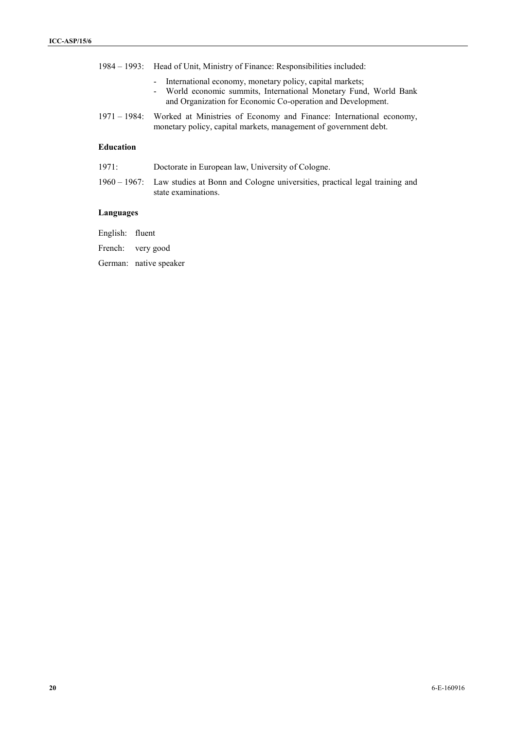1984 – 1993: Head of Unit, Ministry of Finance: Responsibilities included:

- International economy, monetary policy, capital markets;
- World economic summits, International Monetary Fund, World Bank and Organization for Economic Co-operation and Development.

1971 – 1984: Worked at Ministries of Economy and Finance: International economy, monetary policy, capital markets, management of government debt.

**Education**

1971: Doctorate in European law, University of Cologne.

1960 – 1967: Law studies at Bonn and Cologne universities, practical legal training and state examinations.

**Languages**

English: fluent

French: very good

German: native speaker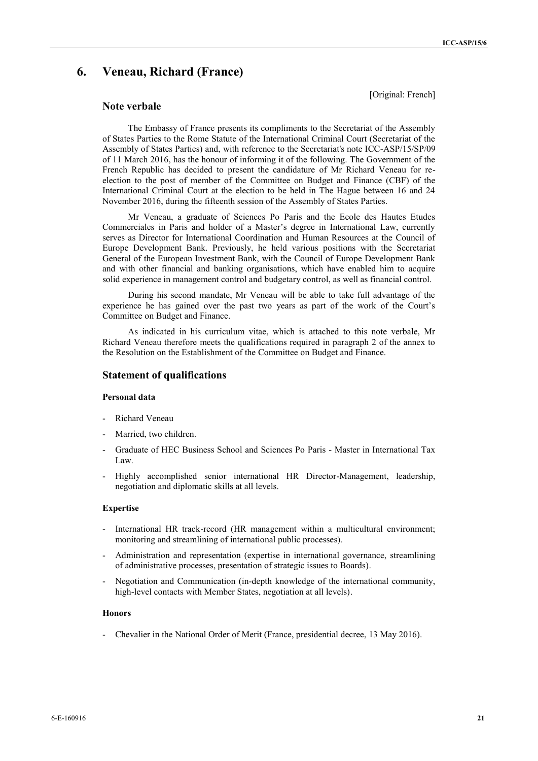## 6. Veneau, Richard (France)

[Original: French]

### Note verbale

The Embassy of France presents its compliments to the Secretariat of the Assembly of States Parties to the Rome Statute of the International Criminal Court (Secretariat of the Assembly of States Parties) and, with reference to the Secretariat's note ICC-ASP/15/SP/09 of 11 March 2016, has the honour of informing it of the following. The Government of the French Republic has decided to present the candidature of Mr Richard Veneau for re-election to the post of member of the Committee on Budget and Finance (CBF) of the International Criminal Court at the election to be held in The Hague between 16 and 24 November 2016, during the fifteenth session of the Assembly of States Parties.

Mr Veneau, a graduate of Sciences Po Paris and the Ecole des Hautes Etudes Commerciales in Paris and holder of a Master's degree in International Law, currently serves as Director for International Coordination and Human Resources at the Council of Europe Development Bank. Previously, he held various positions with the Secretariat General of the European Investment Bank, with the Council of Europe Development Bank and with other financial and banking organisations, which have enabled him to acquire solid experience in management control and budgetary control, as well as financial control.

During his second mandate, Mr Veneau will be able to take full advantage of the experience he has gained over the past two years as part of the work of the Court's Committee on Budget and Finance.

As indicated in his curriculum vitae, which is attached to this note verbale, Mr Richard Veneau therefore meets the qualifications required in paragraph 2 of the annex to the Resolution on the Establishment of the Committee on Budget and Finance.

### Statement of qualifications

#### Personal data

- Richard Veneau
- Married, two children.
- Graduate of HEC Business School and Sciences Po Paris - Master in International Tax Law.
- Highly accomplished senior international HR Director-Management, leadership, negotiation and diplomatic skills at all levels.

#### Expertise

- International HR track-record (HR management within a multicultural environment; monitoring and streamlining of international public processes).
- Administration and representation (expertise in international governance, streamlining of administrative processes, presentation of strategic issues to Boards).
- Negotiation and Communication (in-depth knowledge of the international community, high-level contacts with Member States, negotiation at all levels).

#### Honors

- Chevalier in the National Order of Merit (France, presidential decree, 13 May 2016).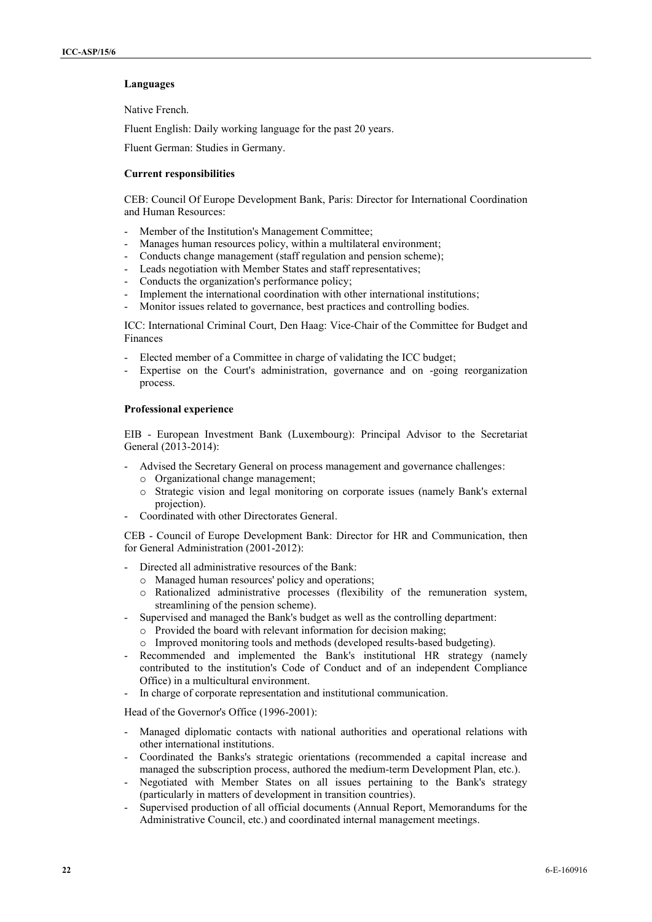**Languages**

Native French.

Fluent English: Daily working language for the past 20 years.

Fluent German: Studies in Germany.

**Current responsibilities**

CEB: Council Of Europe Development Bank, Paris: Director for International Coordination and Human Resources:

- Member of the Institution's Management Committee;
- Manages human resources policy, within a multilateral environment;
- Conducts change management (staff regulation and pension scheme);
- Leads negotiation with Member States and staff representatives;
- Conducts the organization's performance policy;
- Implement the international coordination with other international institutions;
- Monitor issues related to governance, best practices and controlling bodies.

ICC: International Criminal Court, Den Haag: Vice-Chair of the Committee for Budget and Finances

- Elected member of a Committee in charge of validating the ICC budget;
- Expertise on the Court's administration, governance and on -going reorganization process.

**Professional experience**

EIB - European Investment Bank (Luxembourg): Principal Advisor to the Secretariat General (2013-2014):

- Advised the Secretary General on process management and governance challenges:
  - Organizational change management;
  - Strategic vision and legal monitoring on corporate issues (namely Bank's external projection).
- Coordinated with other Directorates General.

CEB - Council of Europe Development Bank: Director for HR and Communication, then for General Administration (2001-2012):

- Directed all administrative resources of the Bank:
  - Managed human resources' policy and operations;
  - Rationalized administrative processes (flexibility of the remuneration system, streamlining of the pension scheme).
- Supervised and managed the Bank's budget as well as the controlling department:
  - Provided the board with relevant information for decision making;
  - Improved monitoring tools and methods (developed results-based budgeting).
- Recommended and implemented the Bank's institutional HR strategy (namely contributed to the institution's Code of Conduct and of an independent Compliance Office) in a multicultural environment.
- In charge of corporate representation and institutional communication.

Head of the Governor's Office (1996-2001):

- Managed diplomatic contacts with national authorities and operational relations with other international institutions.
- Coordinated the Banks's strategic orientations (recommended a capital increase and managed the subscription process, authored the medium-term Development Plan, etc.).
- Negotiated with Member States on all issues pertaining to the Bank's strategy (particularly in matters of development in transition countries).
- Supervised production of all official documents (Annual Report, Memorandums for the Administrative Council, etc.) and coordinated internal management meetings.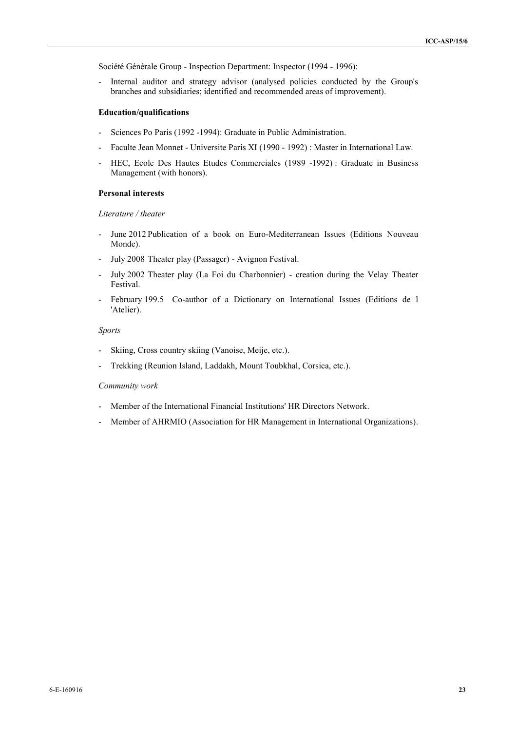Société Générale Group - Inspection Department: Inspector (1994 - 1996):

- Internal auditor and strategy advisor (analysed policies conducted by the Group's branches and subsidiaries; identified and recommended areas of improvement).

**Education/qualifications**

- Sciences Po Paris (1992 -1994): Graduate in Public Administration.
- Faculte Jean Monnet - Universite Paris XI (1990 - 1992) : Master in International Law.
- HEC, Ecole Des Hautes Etudes Commerciales (1989 -1992) : Graduate in Business Management (with honors).

**Personal interests**

*Literature / theater*

- June 2012 Publication of a book on Euro-Mediterranean Issues (Editions Nouveau Monde).
- July 2008 Theater play (Passager) - Avignon Festival.
- July 2002 Theater play (La Foi du Charbonnier) - creation during the Velay Theater Festival.
- February 199.5 Co-author of a Dictionary on International Issues (Editions de l 'Atelier).

*Sports*

- Skiing, Cross country skiing (Vanoise, Meije, etc.).
- Trekking (Reunion Island, Laddakh, Mount Toubkhal, Corsica, etc.).

*Community work*

- Member of the International Financial Institutions' HR Directors Network.
- Member of AHRMIO (Association for HR Management in International Organizations).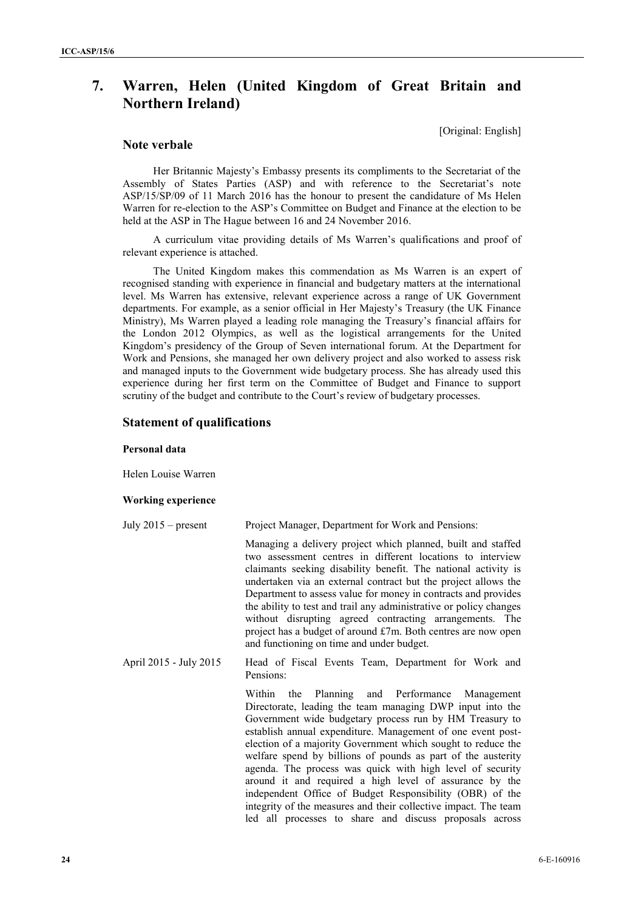## 7. Warren, Helen (United Kingdom of Great Britain and Northern Ireland)

[Original: English]

### Note verbale

Her Britannic Majesty's Embassy presents its compliments to the Secretariat of the Assembly of States Parties (ASP) and with reference to the Secretariat's note ASP/15/SP/09 of 11 March 2016 has the honour to present the candidature of Ms Helen Warren for re-election to the ASP's Committee on Budget and Finance at the election to be held at the ASP in The Hague between 16 and 24 November 2016.

A curriculum vitae providing details of Ms Warren's qualifications and proof of relevant experience is attached.

The United Kingdom makes this commendation as Ms Warren is an expert of recognised standing with experience in financial and budgetary matters at the international level. Ms Warren has extensive, relevant experience across a range of UK Government departments. For example, as a senior official in Her Majesty's Treasury (the UK Finance Ministry), Ms Warren played a leading role managing the Treasury's financial affairs for the London 2012 Olympics, as well as the logistical arrangements for the United Kingdom's presidency of the Group of Seven international forum. At the Department for Work and Pensions, she managed her own delivery project and also worked to assess risk and managed inputs to the Government wide budgetary process. She has already used this experience during her first term on the Committee of Budget and Finance to support scrutiny of the budget and contribute to the Court's review of budgetary processes.

### Statement of qualifications

**Personal data**

Helen Louise Warren

**Working experience**

| | |
|---|---|
| July 2015 – present | Project Manager, Department for Work and Pensions:<br><br>Managing a delivery project which planned, built and staffed two assessment centres in different locations to interview claimants seeking disability benefit. The national activity is undertaken via an external contract but the project allows the Department to assess value for money in contracts and provides the ability to test and trail any administrative or policy changes without disrupting agreed contracting arrangements. The project has a budget of around £7m. Both centres are now open and functioning on time and under budget. |
| April 2015 - July 2015 | Head of Fiscal Events Team, Department for Work and Pensions:<br><br>Within the Planning and Performance Management Directorate, leading the team managing DWP input into the Government wide budgetary process run by HM Treasury to establish annual expenditure. Management of one event post-election of a majority Government which sought to reduce the welfare spend by billions of pounds as part of the austerity agenda. The process was quick with high level of security around it and required a high level of assurance by the independent Office of Budget Responsibility (OBR) of the integrity of the measures and their collective impact. The team led all processes to share and discuss proposals across |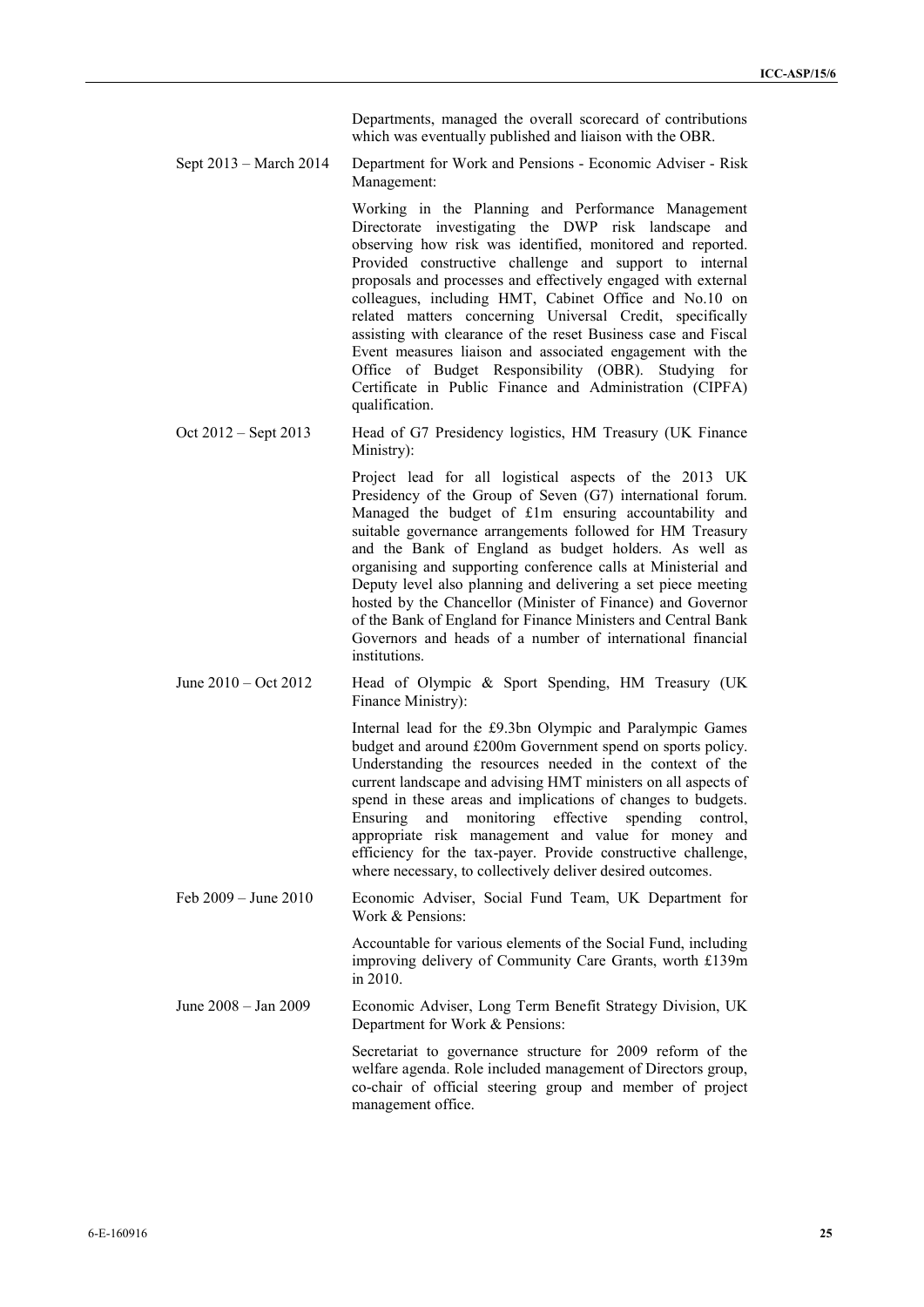Departments, managed the overall scorecard of contributions which was eventually published and liaison with the OBR.

| | |
|---|---|
| Sept 2013 – March 2014 | Department for Work and Pensions - Economic Adviser - Risk Management:<br><br>Working in the Planning and Performance Management Directorate investigating the DWP risk landscape and observing how risk was identified, monitored and reported. Provided constructive challenge and support to internal proposals and processes and effectively engaged with external colleagues, including HMT, Cabinet Office and No.10 on related matters concerning Universal Credit, specifically assisting with clearance of the reset Business case and Fiscal Event measures liaison and associated engagement with the Office of Budget Responsibility (OBR). Studying for Certificate in Public Finance and Administration (CIPFA) qualification. |
| Oct 2012 – Sept 2013 | Head of G7 Presidency logistics, HM Treasury (UK Finance Ministry):<br><br>Project lead for all logistical aspects of the 2013 UK Presidency of the Group of Seven (G7) international forum. Managed the budget of £1m ensuring accountability and suitable governance arrangements followed for HM Treasury and the Bank of England as budget holders. As well as organising and supporting conference calls at Ministerial and Deputy level also planning and delivering a set piece meeting hosted by the Chancellor (Minister of Finance) and Governor of the Bank of England for Finance Ministers and Central Bank Governors and heads of a number of international financial institutions. |
| June 2010 – Oct 2012 | Head of Olympic & Sport Spending, HM Treasury (UK Finance Ministry):<br><br>Internal lead for the £9.3bn Olympic and Paralympic Games budget and around £200m Government spend on sports policy. Understanding the resources needed in the context of the current landscape and advising HMT ministers on all aspects of spend in these areas and implications of changes to budgets. Ensuring and monitoring effective spending control, appropriate risk management and value for money and efficiency for the tax-payer. Provide constructive challenge, where necessary, to collectively deliver desired outcomes. |
| Feb 2009 – June 2010 | Economic Adviser, Social Fund Team, UK Department for Work & Pensions:<br><br>Accountable for various elements of the Social Fund, including improving delivery of Community Care Grants, worth £139m in 2010. |
| June 2008 – Jan 2009 | Economic Adviser, Long Term Benefit Strategy Division, UK Department for Work & Pensions:<br><br>Secretariat to governance structure for 2009 reform of the welfare agenda. Role included management of Directors group, co-chair of official steering group and member of project management office. |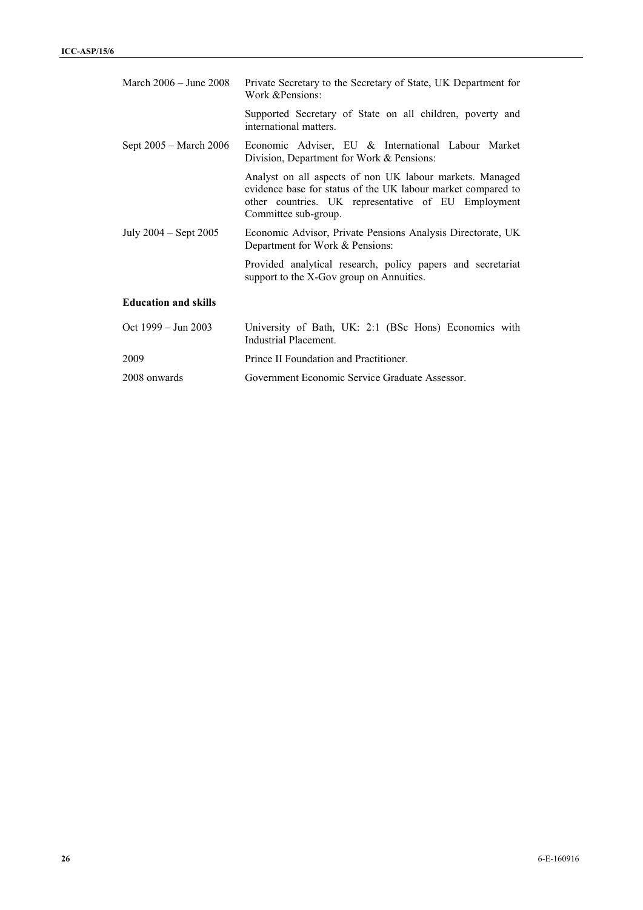| | |
|---|---|
| March 2006 – June 2008 | Private Secretary to the Secretary of State, UK Department for Work &Pensions: |
| | Supported Secretary of State on all children, poverty and international matters. |
| Sept 2005 – March 2006 | Economic Adviser, EU & International Labour Market Division, Department for Work & Pensions: |
| | Analyst on all aspects of non UK labour markets. Managed evidence base for status of the UK labour market compared to other countries. UK representative of EU Employment Committee sub-group. |
| July 2004 – Sept 2005 | Economic Advisor, Private Pensions Analysis Directorate, UK Department for Work & Pensions: |
| | Provided analytical research, policy papers and secretariat support to the X-Gov group on Annuities. |

**Education and skills**

| | |
|---|---|
| Oct 1999 – Jun 2003 | University of Bath, UK: 2:1 (BSc Hons) Economics with Industrial Placement. |
| 2009 | Prince II Foundation and Practitioner. |
| 2008 onwards | Government Economic Service Graduate Assessor. |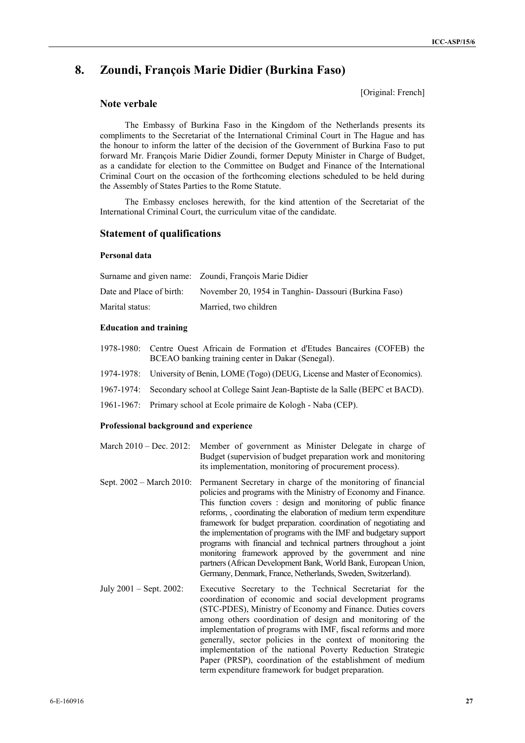## 8. Zoundi, François Marie Didier (Burkina Faso)

[Original: French]

### Note verbale

The Embassy of Burkina Faso in the Kingdom of the Netherlands presents its compliments to the Secretariat of the International Criminal Court in The Hague and has the honour to inform the latter of the decision of the Government of Burkina Faso to put forward Mr. François Marie Didier Zoundi, former Deputy Minister in Charge of Budget, as a candidate for election to the Committee on Budget and Finance of the International Criminal Court on the occasion of the forthcoming elections scheduled to be held during the Assembly of States Parties to the Rome Statute.

The Embassy encloses herewith, for the kind attention of the Secretariat of the International Criminal Court, the curriculum vitae of the candidate.

### Statement of qualifications

#### Personal data

| | |
|---|---|
| Surname and given name: | Zoundi, François Marie Didier |
| Date and Place of birth: | November 20, 1954 in Tanghin- Dassouri (Burkina Faso) |
| Marital status: | Married, two children |

#### Education and training

1978-1980: Centre Ouest Africain de Formation et d'Etudes Bancaires (COFEB) the BCEAO banking training center in Dakar (Senegal).

1974-1978: University of Benin, LOME (Togo) (DEUG, License and Master of Economics).

1967-1974: Secondary school at College Saint Jean-Baptiste de la Salle (BEPC et BACD).

1961-1967: Primary school at Ecole primaire de Kologh - Naba (CEP).

#### Professional background and experience

March 2010 – Dec. 2012: Member of government as Minister Delegate in charge of Budget (supervision of budget preparation work and monitoring its implementation, monitoring of procurement process).

Sept. 2002 – March 2010: Permanent Secretary in charge of the monitoring of financial policies and programs with the Ministry of Economy and Finance. This function covers : design and monitoring of public finance reforms, , coordinating the elaboration of medium term expenditure framework for budget preparation. coordination of negotiating and the implementation of programs with the IMF and budgetary support programs with financial and technical partners throughout a joint monitoring framework approved by the government and nine partners (African Development Bank, World Bank, European Union, Germany, Denmark, France, Netherlands, Sweden, Switzerland).

July 2001 – Sept. 2002: Executive Secretary to the Technical Secretariat for the coordination of economic and social development programs (STC-PDES), Ministry of Economy and Finance. Duties covers among others coordination of design and monitoring of the implementation of programs with IMF, fiscal reforms and more generally, sector policies in the context of monitoring the implementation of the national Poverty Reduction Strategic Paper (PRSP), coordination of the establishment of medium term expenditure framework for budget preparation.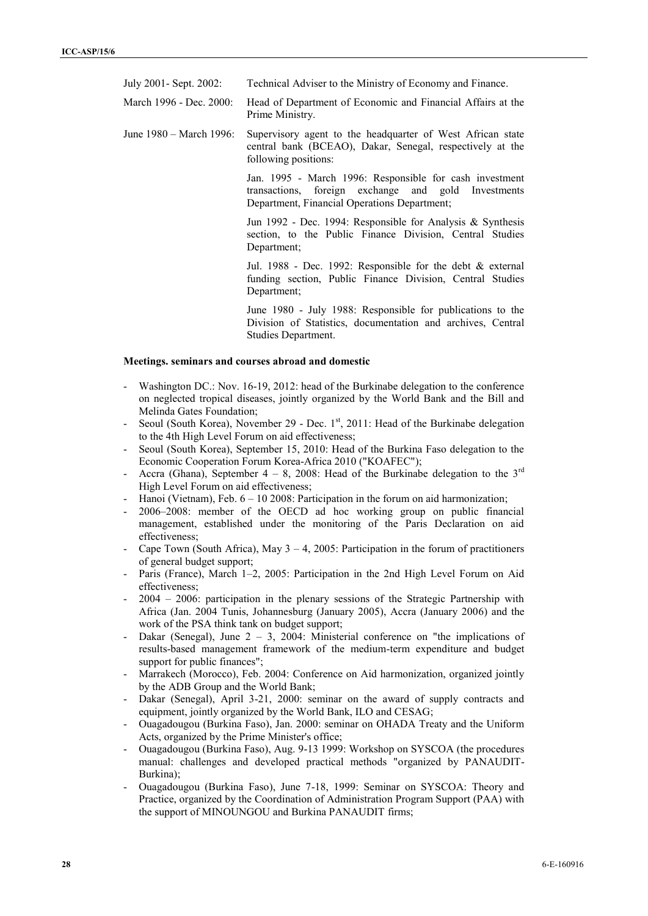| | |
|---|---|
| July 2001- Sept. 2002: | Technical Adviser to the Ministry of Economy and Finance. |
| March 1996 - Dec. 2000: | Head of Department of Economic and Financial Affairs at the Prime Ministry. |
| June 1980 – March 1996: | Supervisory agent to the headquarter of West African state central bank (BCEAO), Dakar, Senegal, respectively at the following positions: |
| | Jan. 1995 - March 1996: Responsible for cash investment transactions, foreign exchange and gold Investments Department, Financial Operations Department; |
| | Jun 1992 - Dec. 1994: Responsible for Analysis & Synthesis section, to the Public Finance Division, Central Studies Department; |
| | Jul. 1988 - Dec. 1992: Responsible for the debt & external funding section, Public Finance Division, Central Studies Department; |
| | June 1980 - July 1988: Responsible for publications to the Division of Statistics, documentation and archives, Central Studies Department. |

**Meetings. seminars and courses abroad and domestic**

- Washington DC.: Nov. 16-19, 2012: head of the Burkinabe delegation to the conference on neglected tropical diseases, jointly organized by the World Bank and the Bill and Melinda Gates Foundation;
- Seoul (South Korea), November 29 - Dec. 1st, 2011: Head of the Burkinabe delegation to the 4th High Level Forum on aid effectiveness;
- Seoul (South Korea), September 15, 2010: Head of the Burkina Faso delegation to the Economic Cooperation Forum Korea-Africa 2010 ("KOAFEC");
- Accra (Ghana), September 4 – 8, 2008: Head of the Burkinabe delegation to the 3rd High Level Forum on aid effectiveness;
- Hanoi (Vietnam), Feb. 6 – 10 2008: Participation in the forum on aid harmonization;
- 2006–2008: member of the OECD ad hoc working group on public financial management, established under the monitoring of the Paris Declaration on aid effectiveness;
- Cape Town (South Africa), May 3 – 4, 2005: Participation in the forum of practitioners of general budget support;
- Paris (France), March 1–2, 2005: Participation in the 2nd High Level Forum on Aid effectiveness;
- 2004 – 2006: participation in the plenary sessions of the Strategic Partnership with Africa (Jan. 2004 Tunis, Johannesburg (January 2005), Accra (January 2006) and the work of the PSA think tank on budget support;
- Dakar (Senegal), June 2 – 3, 2004: Ministerial conference on "the implications of results-based management framework of the medium-term expenditure and budget support for public finances";
- Marrakech (Morocco), Feb. 2004: Conference on Aid harmonization, organized jointly by the ADB Group and the World Bank;
- Dakar (Senegal), April 3-21, 2000: seminar on the award of supply contracts and equipment, jointly organized by the World Bank, ILO and CESAG;
- Ouagadougou (Burkina Faso), Jan. 2000: seminar on OHADA Treaty and the Uniform Acts, organized by the Prime Minister's office;
- Ouagadougou (Burkina Faso), Aug. 9-13 1999: Workshop on SYSCOA (the procedures manual: challenges and developed practical methods "organized by PANAUDIT-Burkina);
- Ouagadougou (Burkina Faso), June 7-18, 1999: Seminar on SYSCOA: Theory and Practice, organized by the Coordination of Administration Program Support (PAA) with the support of MINOUNGOU and Burkina PANAUDIT firms;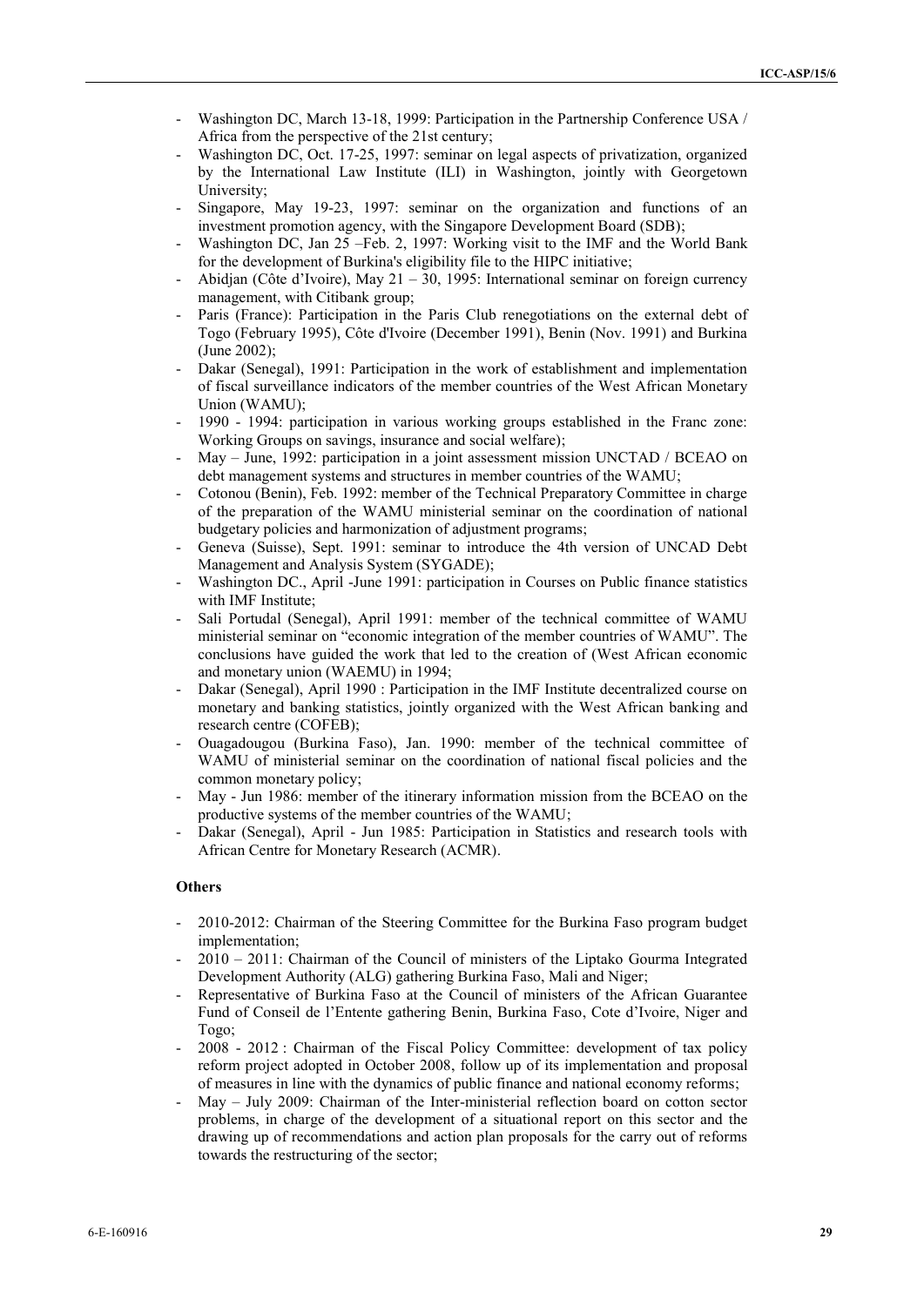- Washington DC, March 13-18, 1999: Participation in the Partnership Conference USA / Africa from the perspective of the 21st century;
- Washington DC, Oct. 17-25, 1997: seminar on legal aspects of privatization, organized by the International Law Institute (ILI) in Washington, jointly with Georgetown University;
- Singapore, May 19-23, 1997: seminar on the organization and functions of an investment promotion agency, with the Singapore Development Board (SDB);
- Washington DC, Jan 25 –Feb. 2, 1997: Working visit to the IMF and the World Bank for the development of Burkina's eligibility file to the HIPC initiative;
- Abidjan (Côte d'Ivoire), May 21 – 30, 1995: International seminar on foreign currency management, with Citibank group;
- Paris (France): Participation in the Paris Club renegotiations on the external debt of Togo (February 1995), Côte d'Ivoire (December 1991), Benin (Nov. 1991) and Burkina (June 2002);
- Dakar (Senegal), 1991: Participation in the work of establishment and implementation of fiscal surveillance indicators of the member countries of the West African Monetary Union (WAMU);
- 1990 - 1994: participation in various working groups established in the Franc zone: Working Groups on savings, insurance and social welfare);
- May – June, 1992: participation in a joint assessment mission UNCTAD / BCEAO on debt management systems and structures in member countries of the WAMU;
- Cotonou (Benin), Feb. 1992: member of the Technical Preparatory Committee in charge of the preparation of the WAMU ministerial seminar on the coordination of national budgetary policies and harmonization of adjustment programs;
- Geneva (Suisse), Sept. 1991: seminar to introduce the 4th version of UNCAD Debt Management and Analysis System (SYGADE);
- Washington DC., April -June 1991: participation in Courses on Public finance statistics with IMF Institute;
- Sali Portudal (Senegal), April 1991: member of the technical committee of WAMU ministerial seminar on "economic integration of the member countries of WAMU". The conclusions have guided the work that led to the creation of (West African economic and monetary union (WAEMU) in 1994;
- Dakar (Senegal), April 1990 : Participation in the IMF Institute decentralized course on monetary and banking statistics, jointly organized with the West African banking and research centre (COFEB);
- Ouagadougou (Burkina Faso), Jan. 1990: member of the technical committee of WAMU of ministerial seminar on the coordination of national fiscal policies and the common monetary policy;
- May - Jun 1986: member of the itinerary information mission from the BCEAO on the productive systems of the member countries of the WAMU;
- Dakar (Senegal), April - Jun 1985: Participation in Statistics and research tools with African Centre for Monetary Research (ACMR).

**Others**

- 2010-2012: Chairman of the Steering Committee for the Burkina Faso program budget implementation;
- 2010 – 2011: Chairman of the Council of ministers of the Liptako Gourma Integrated Development Authority (ALG) gathering Burkina Faso, Mali and Niger;
- Representative of Burkina Faso at the Council of ministers of the African Guarantee Fund of Conseil de l'Entente gathering Benin, Burkina Faso, Cote d'Ivoire, Niger and Togo;
- 2008 - 2012 : Chairman of the Fiscal Policy Committee: development of tax policy reform project adopted in October 2008, follow up of its implementation and proposal of measures in line with the dynamics of public finance and national economy reforms;
- May – July 2009: Chairman of the Inter-ministerial reflection board on cotton sector problems, in charge of the development of a situational report on this sector and the drawing up of recommendations and action plan proposals for the carry out of reforms towards the restructuring of the sector;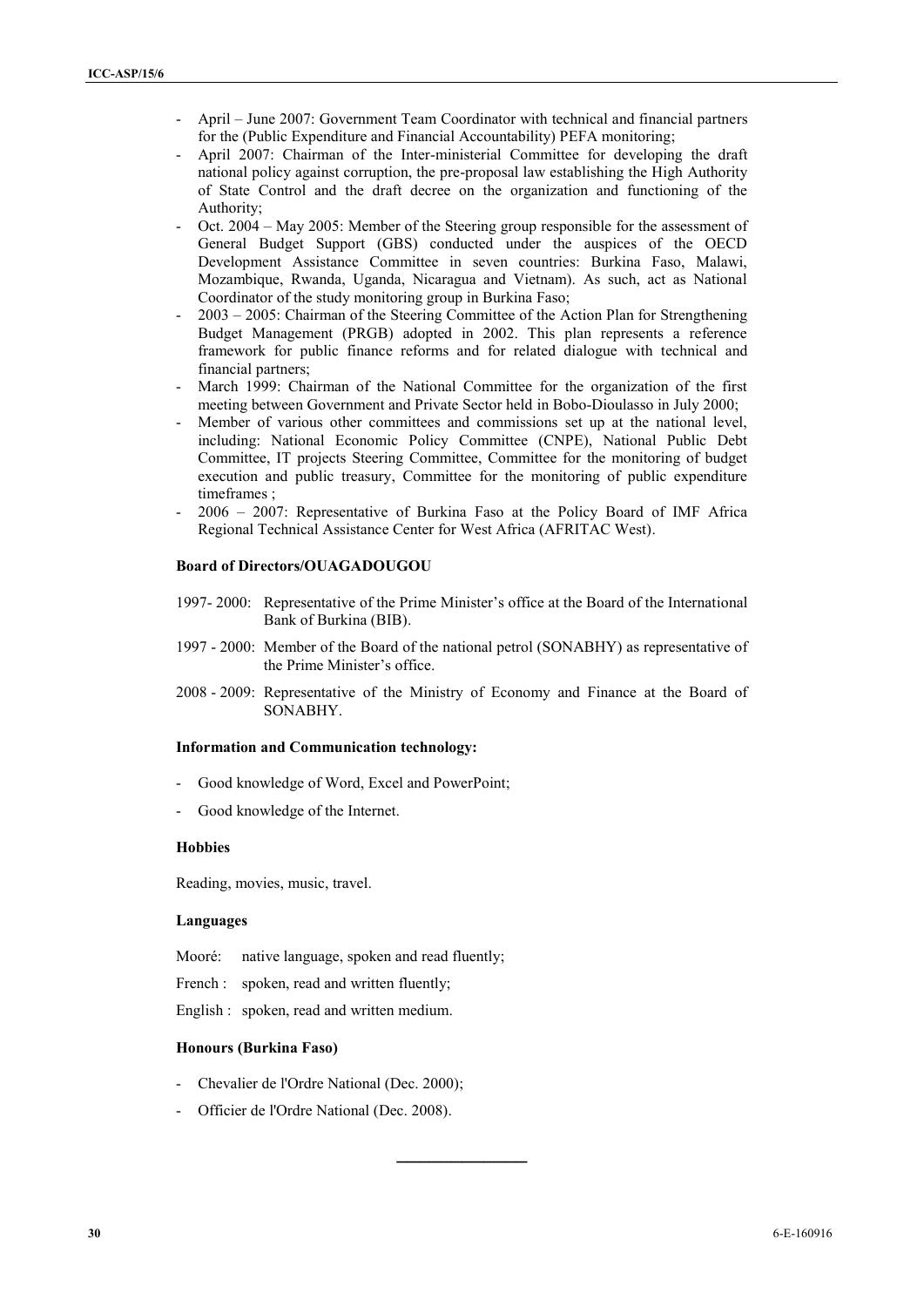- April – June 2007: Government Team Coordinator with technical and financial partners for the (Public Expenditure and Financial Accountability) PEFA monitoring;
- April 2007: Chairman of the Inter-ministerial Committee for developing the draft national policy against corruption, the pre-proposal law establishing the High Authority of State Control and the draft decree on the organization and functioning of the Authority;
- Oct. 2004 – May 2005: Member of the Steering group responsible for the assessment of General Budget Support (GBS) conducted under the auspices of the OECD Development Assistance Committee in seven countries: Burkina Faso, Malawi, Mozambique, Rwanda, Uganda, Nicaragua and Vietnam). As such, act as National Coordinator of the study monitoring group in Burkina Faso;
- 2003 – 2005: Chairman of the Steering Committee of the Action Plan for Strengthening Budget Management (PRGB) adopted in 2002. This plan represents a reference framework for public finance reforms and for related dialogue with technical and financial partners;
- March 1999: Chairman of the National Committee for the organization of the first meeting between Government and Private Sector held in Bobo-Dioulasso in July 2000;
- Member of various other committees and commissions set up at the national level, including: National Economic Policy Committee (CNPE), National Public Debt Committee, IT projects Steering Committee, Committee for the monitoring of budget execution and public treasury, Committee for the monitoring of public expenditure timeframes ;
- 2006 – 2007: Representative of Burkina Faso at the Policy Board of IMF Africa Regional Technical Assistance Center for West Africa (AFRITAC West).

**Board of Directors/OUAGADOUGOU**

1997- 2000: Representative of the Prime Minister's office at the Board of the International Bank of Burkina (BIB).

1997 - 2000: Member of the Board of the national petrol (SONABHY) as representative of the Prime Minister's office.

2008 - 2009: Representative of the Ministry of Economy and Finance at the Board of SONABHY.

**Information and Communication technology:**

- Good knowledge of Word, Excel and PowerPoint;
- Good knowledge of the Internet.

**Hobbies**

Reading, movies, music, travel.

**Languages**

Mooré: native language, spoken and read fluently;

French : spoken, read and written fluently;

English : spoken, read and written medium.

**Honours (Burkina Faso)**

- Chevalier de l'Ordre National (Dec. 2000);
- Officier de l'Ordre National (Dec. 2008).

---